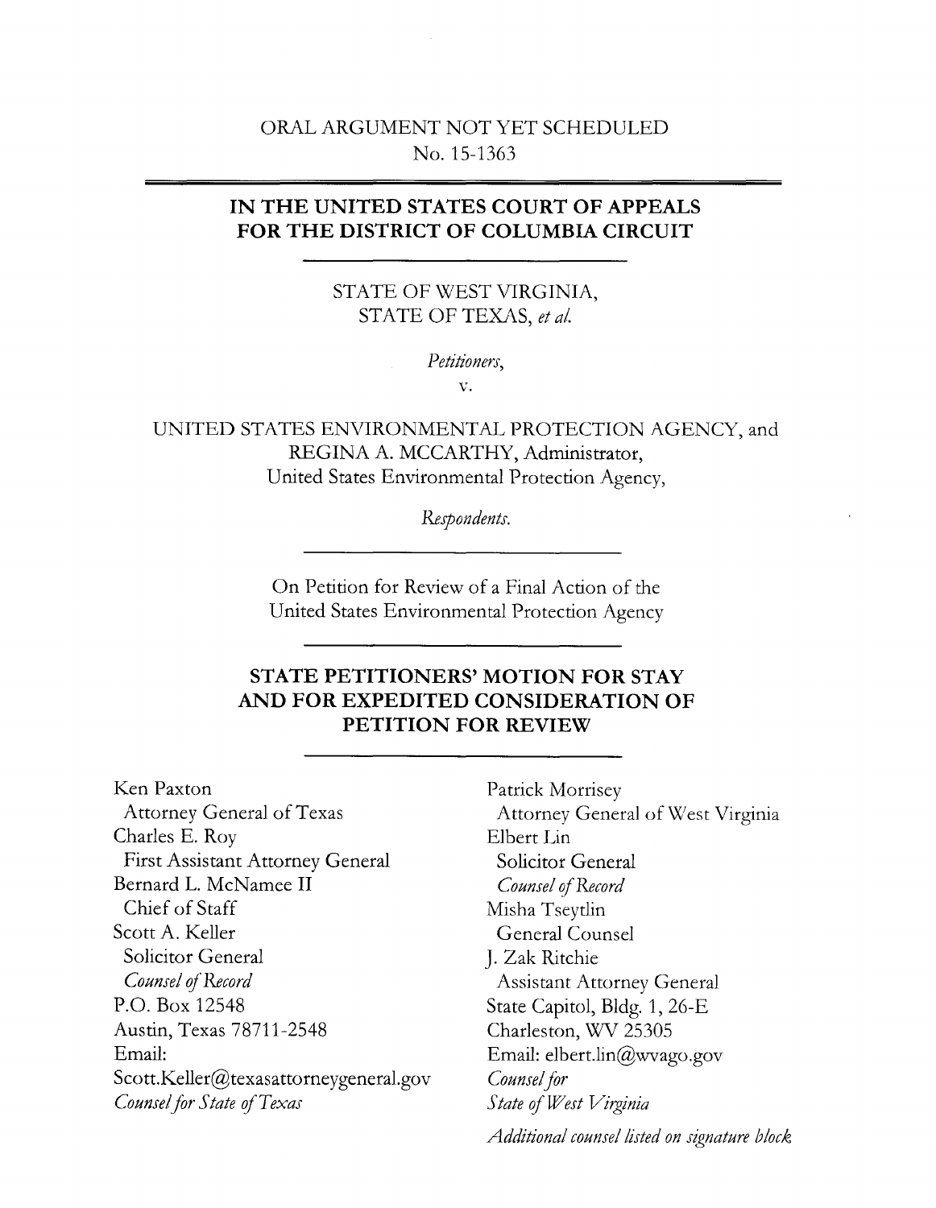ORAL ARGUMENT NOT YET SCHEDULED
No. 15-1363

---

**IN THE UNITED STATES COURT OF APPEALS FOR THE DISTRICT OF COLUMBIA CIRCUIT**

---

STATE OF WEST VIRGINIA,
STATE OF TEXAS, *et al.*

*Petitioners*,

v.

UNITED STATES ENVIRONMENTAL PROTECTION AGENCY, and REGINA A. MCCARTHY, Administrator, United States Environmental Protection Agency,

*Respondents.*

---

On Petition for Review of a Final Action of the United States Environmental Protection Agency

---

**STATE PETITIONERS' MOTION FOR STAY AND FOR EXPEDITED CONSIDERATION OF PETITION FOR REVIEW**

---

Ken Paxton
Attorney General of Texas
Charles E. Roy
First Assistant Attorney General
Bernard L. McNamee II
Chief of Staff
Scott A. Keller
Solicitor General
*Counsel of Record*
P.O. Box 12548
Austin, Texas 78711-2548
Email:
Scott.Keller@texasattorneygeneral.gov
*Counsel for State of Texas*

Patrick Morrisey
Attorney General of West Virginia
Elbert Lin
Solicitor General
*Counsel of Record*
Misha Tseytlin
General Counsel
J. Zak Ritchie
Assistant Attorney General
State Capitol, Bldg. 1, 26-E
Charleston, WV 25305
Email: elbert.lin@wvago.gov
*Counsel for State of West Virginia*

*Additional counsel listed on signature block*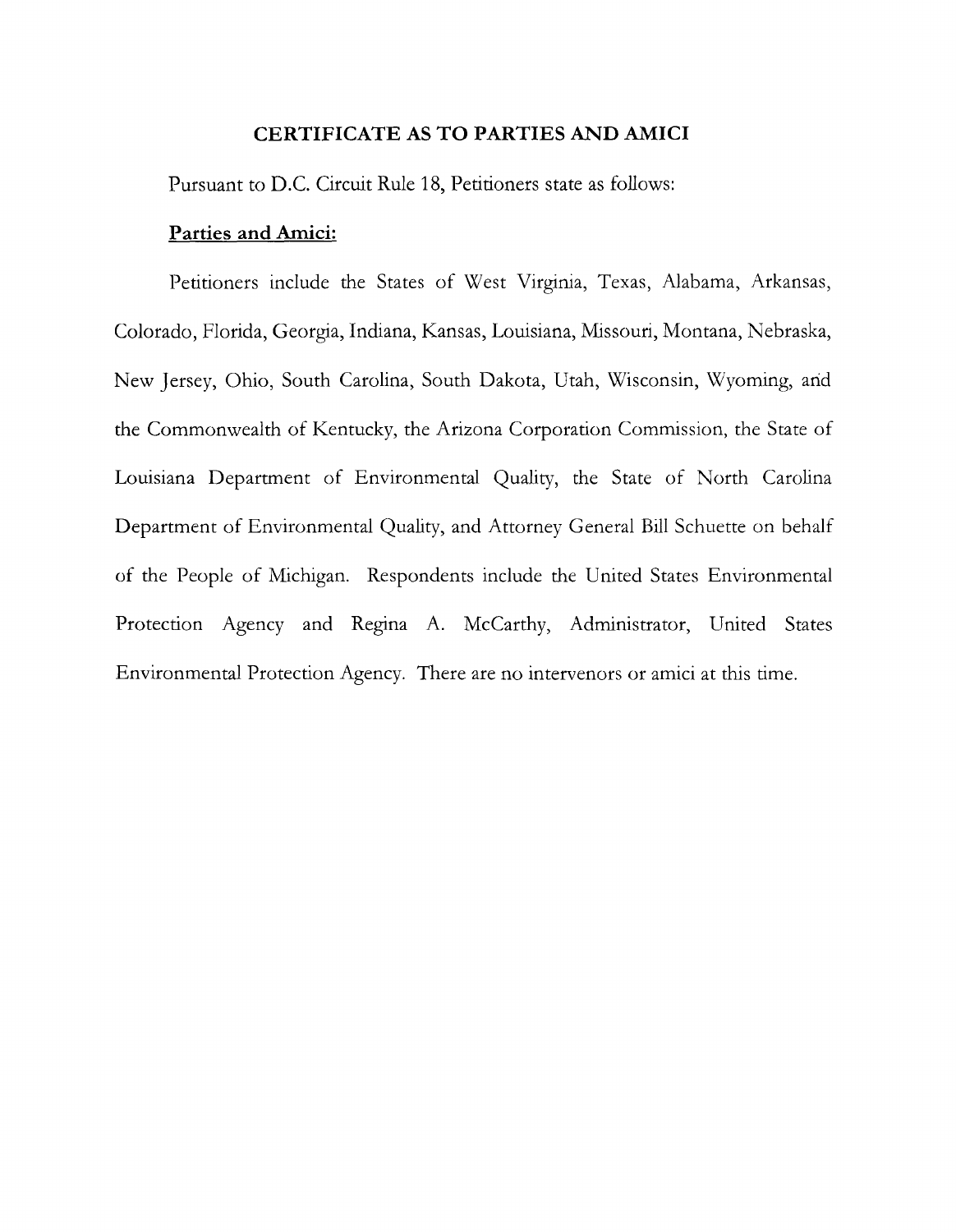## CERTIFICATE AS TO PARTIES AND AMICI

Pursuant to D.C. Circuit Rule 18, Petitioners state as follows:

**Parties and Amici:**

Petitioners include the States of West Virginia, Texas, Alabama, Arkansas, Colorado, Florida, Georgia, Indiana, Kansas, Louisiana, Missouri, Montana, Nebraska, New Jersey, Ohio, South Carolina, South Dakota, Utah, Wisconsin, Wyoming, and the Commonwealth of Kentucky, the Arizona Corporation Commission, the State of Louisiana Department of Environmental Quality, the State of North Carolina Department of Environmental Quality, and Attorney General Bill Schuette on behalf of the People of Michigan. Respondents include the United States Environmental Protection Agency and Regina A. McCarthy, Administrator, United States Environmental Protection Agency. There are no intervenors or amici at this time.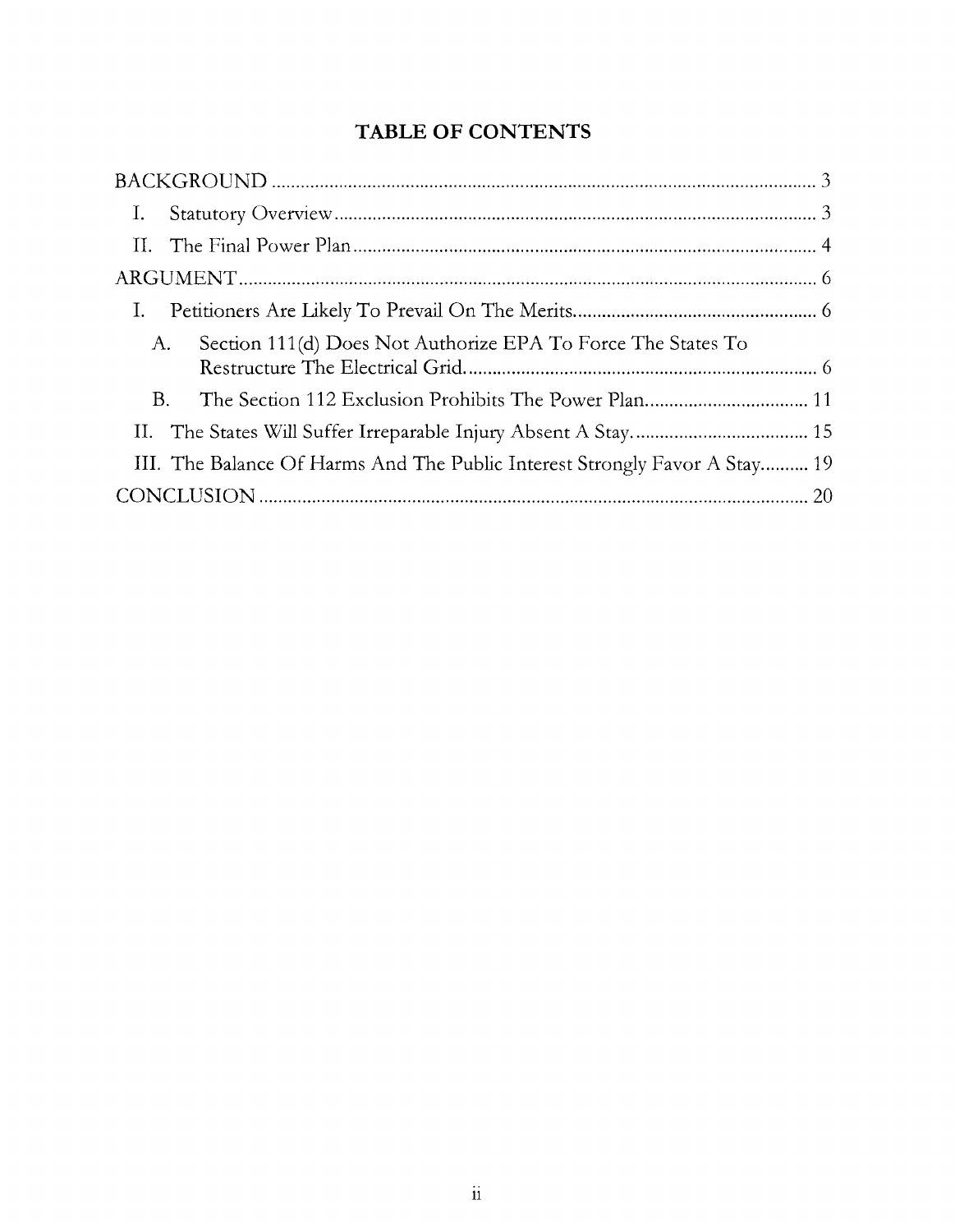# TABLE OF CONTENTS

BACKGROUND ..... 3

- I. Statutory Overview ..... 3
- II. The Final Power Plan ..... 4

ARGUMENT ..... 6

- I. Petitioners Are Likely To Prevail On The Merits ..... 6
  - A. Section 111(d) Does Not Authorize EPA To Force The States To Restructure The Electrical Grid. ..... 6
  - B. The Section 112 Exclusion Prohibits The Power Plan ..... 11
- II. The States Will Suffer Irreparable Injury Absent A Stay. ..... 15
- III. The Balance Of Harms And The Public Interest Strongly Favor A Stay ..... 19

CONCLUSION ..... 20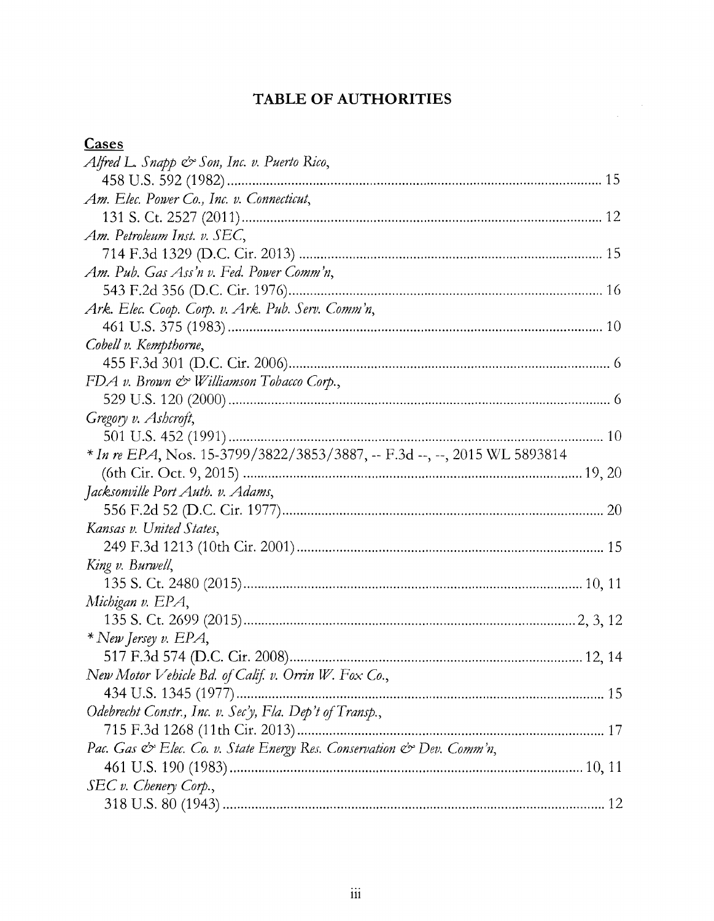# TABLE OF AUTHORITIES

**Cases**

*Alfred L. Snapp & Son, Inc. v. Puerto Rico*,
458 U.S. 592 (1982) .......... 15

*Am. Elec. Power Co., Inc. v. Connecticut*,
131 S. Ct. 2527 (2011) .......... 12

*Am. Petroleum Inst. v. SEC*,
714 F.3d 1329 (D.C. Cir. 2013) .......... 15

*Am. Pub. Gas Ass'n v. Fed. Power Comm'n*,
543 F.2d 356 (D.C. Cir. 1976) .......... 16

*Ark. Elec. Coop. Corp. v. Ark. Pub. Serv. Comm'n*,
461 U.S. 375 (1983) .......... 10

*Cobell v. Kempthorne*,
455 F.3d 301 (D.C. Cir. 2006) .......... 6

*FDA v. Brown & Williamson Tobacco Corp.*,
529 U.S. 120 (2000) .......... 6

*Gregory v. Ashcroft*,
501 U.S. 452 (1991) .......... 10

\* *In re EPA*, Nos. 15-3799/3822/3853/3887, -- F.3d --, --, 2015 WL 5893814
(6th Cir. Oct. 9, 2015) .......... 19, 20

*Jacksonville Port Auth. v. Adams*,
556 F.2d 52 (D.C. Cir. 1977) .......... 20

*Kansas v. United States*,
249 F.3d 1213 (10th Cir. 2001) .......... 15

*King v. Burwell*,
135 S. Ct. 2480 (2015) .......... 10, 11

*Michigan v. EPA*,
135 S. Ct. 2699 (2015) .......... 2, 3, 12

\* *New Jersey v. EPA*,
517 F.3d 574 (D.C. Cir. 2008) .......... 12, 14

*New Motor Vehicle Bd. of Calif. v. Orrin W. Fox Co.*,
434 U.S. 1345 (1977) .......... 15

*Odebrecht Constr., Inc. v. Sec'y, Fla. Dep't of Transp.*,
715 F.3d 1268 (11th Cir. 2013) .......... 17

*Pac. Gas & Elec. Co. v. State Energy Res. Conservation & Dev. Comm'n*,
461 U.S. 190 (1983) .......... 10, 11

*SEC v. Chenery Corp.*,
318 U.S. 80 (1943) .......... 12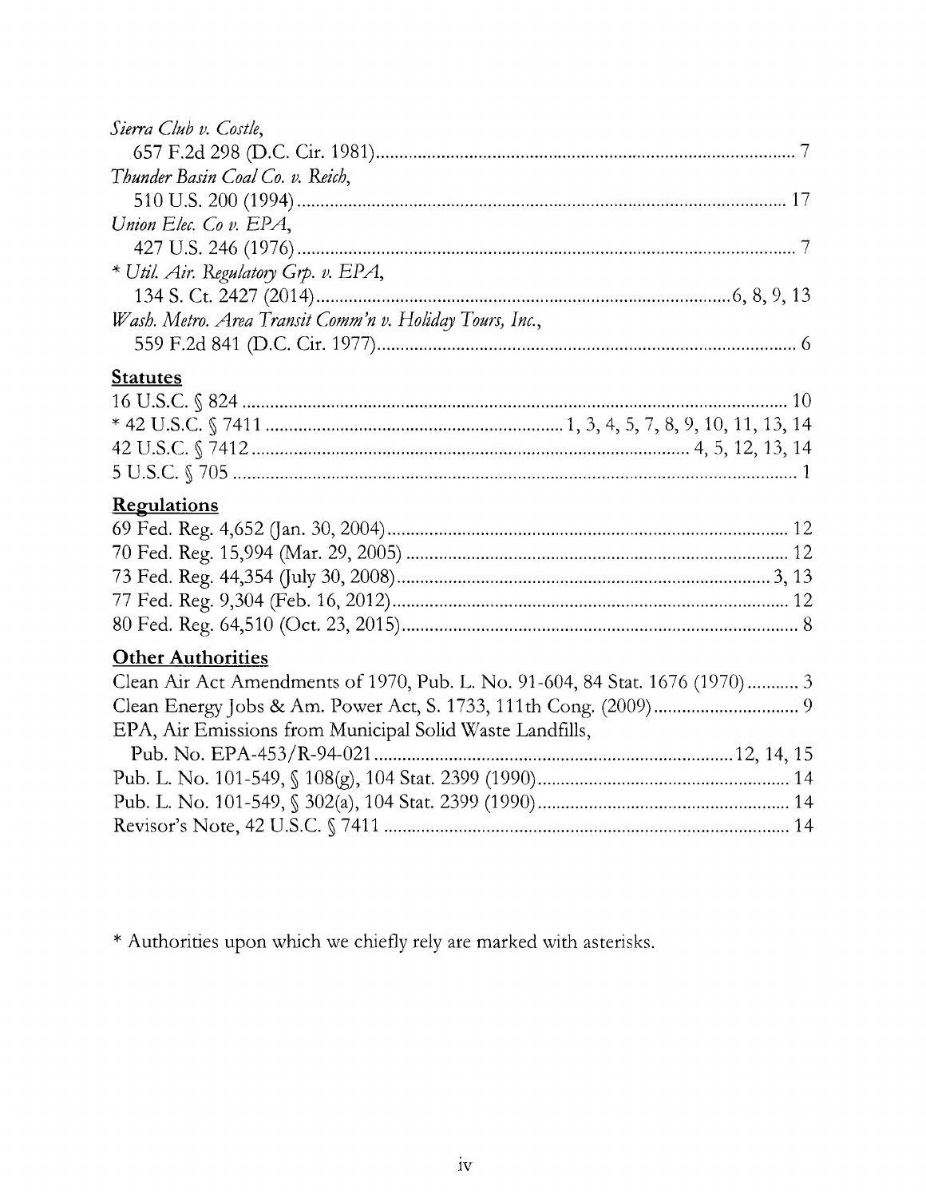*Sierra Club v. Costle*,
657 F.2d 298 (D.C. Cir. 1981) ............................................................................................ 7

*Thunder Basin Coal Co. v. Reich*,
510 U.S. 200 (1994) ............................................................................................................ 17

*Union Elec. Co v. EPA*,
427 U.S. 246 (1976) .............................................................................................................. 7

* *Util. Air. Regulatory Grp. v. EPA*,
134 S. Ct. 2427 (2014) ....................................................................................... 6, 8, 9, 13

*Wash. Metro. Area Transit Comm'n v. Holiday Tours, Inc.*,
559 F.2d 841 (D.C. Cir. 1977) ............................................................................................ 6

**Statutes**

16 U.S.C. § 824 .................................................................................................................. 10

* 42 U.S.C. § 7411 .............................................................. 1, 3, 4, 5, 7, 8, 9, 10, 11, 13, 14

42 U.S.C. § 7412 ............................................................................................ 4, 5, 12, 13, 14

5 U.S.C. § 705 ........................................................................................................................ 1

**Regulations**

69 Fed. Reg. 4,652 (Jan. 30, 2004) ..................................................................................... 12

70 Fed. Reg. 15,994 (Mar. 29, 2005) .................................................................................. 12

73 Fed. Reg. 44,354 (July 30, 2008) ................................................................................ 3, 13

77 Fed. Reg. 9,304 (Feb. 16, 2012) ..................................................................................... 12

80 Fed. Reg. 64,510 (Oct. 23, 2015) ..................................................................................... 8

**Other Authorities**

Clean Air Act Amendments of 1970, Pub. L. No. 91-604, 84 Stat. 1676 (1970) ........... 3

Clean Energy Jobs & Am. Power Act, S. 1733, 111th Cong. (2009) ............................... 9

EPA, Air Emissions from Municipal Solid Waste Landfills,
Pub. No. EPA-453/R-94-021 ............................................................................ 12, 14, 15

Pub. L. No. 101-549, § 108(g), 104 Stat. 2399 (1990) ...................................................... 14

Pub. L. No. 101-549, § 302(a), 104 Stat. 2399 (1990) ...................................................... 14

Revisor's Note, 42 U.S.C. § 7411 ....................................................................................... 14

* Authorities upon which we chiefly rely are marked with asterisks.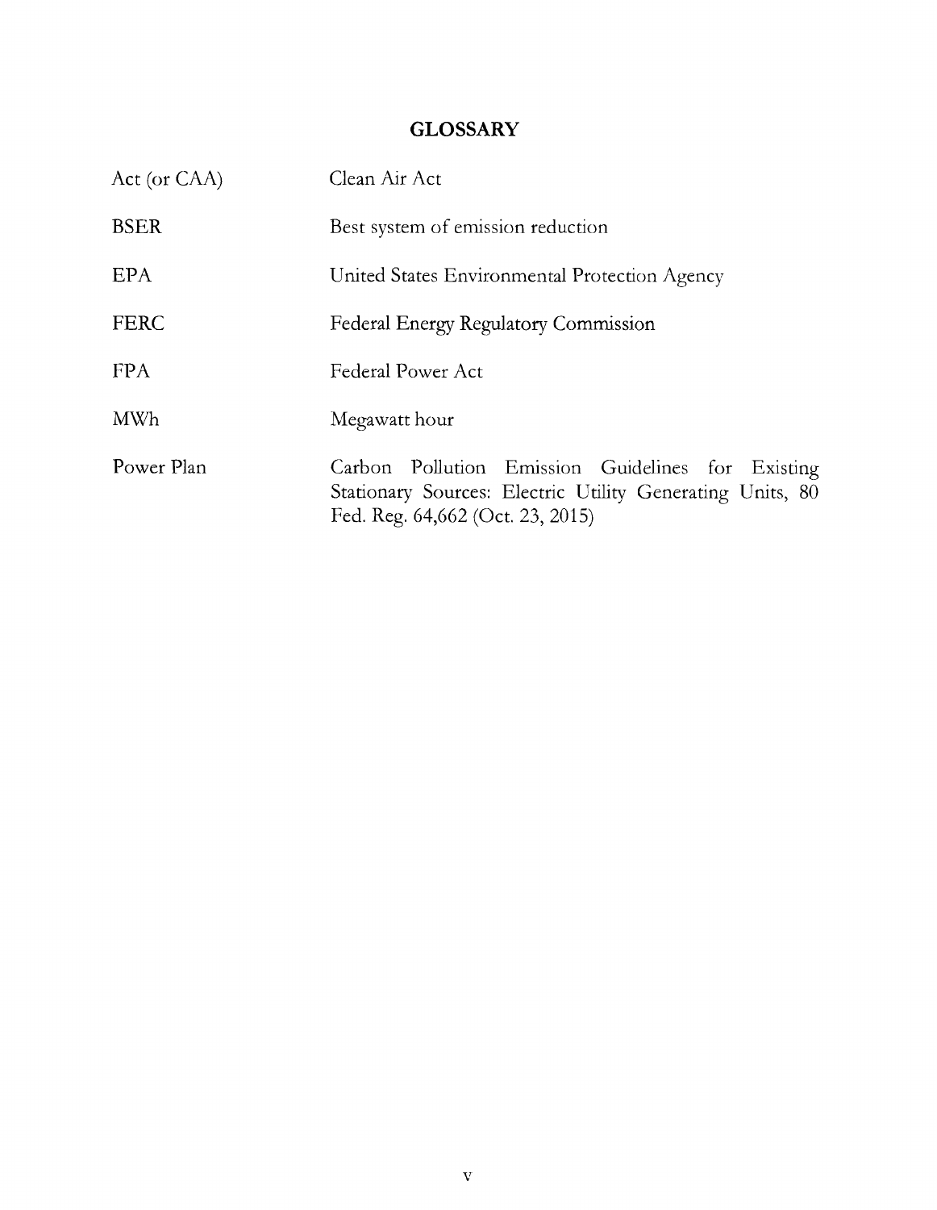# GLOSSARY

| | |
|---|---|
| Act (or CAA) | Clean Air Act |
| BSER | Best system of emission reduction |
| EPA | United States Environmental Protection Agency |
| FERC | Federal Energy Regulatory Commission |
| FPA | Federal Power Act |
| MWh | Megawatt hour |
| Power Plan | Carbon Pollution Emission Guidelines for Existing Stationary Sources: Electric Utility Generating Units, 80 Fed. Reg. 64,662 (Oct. 23, 2015) |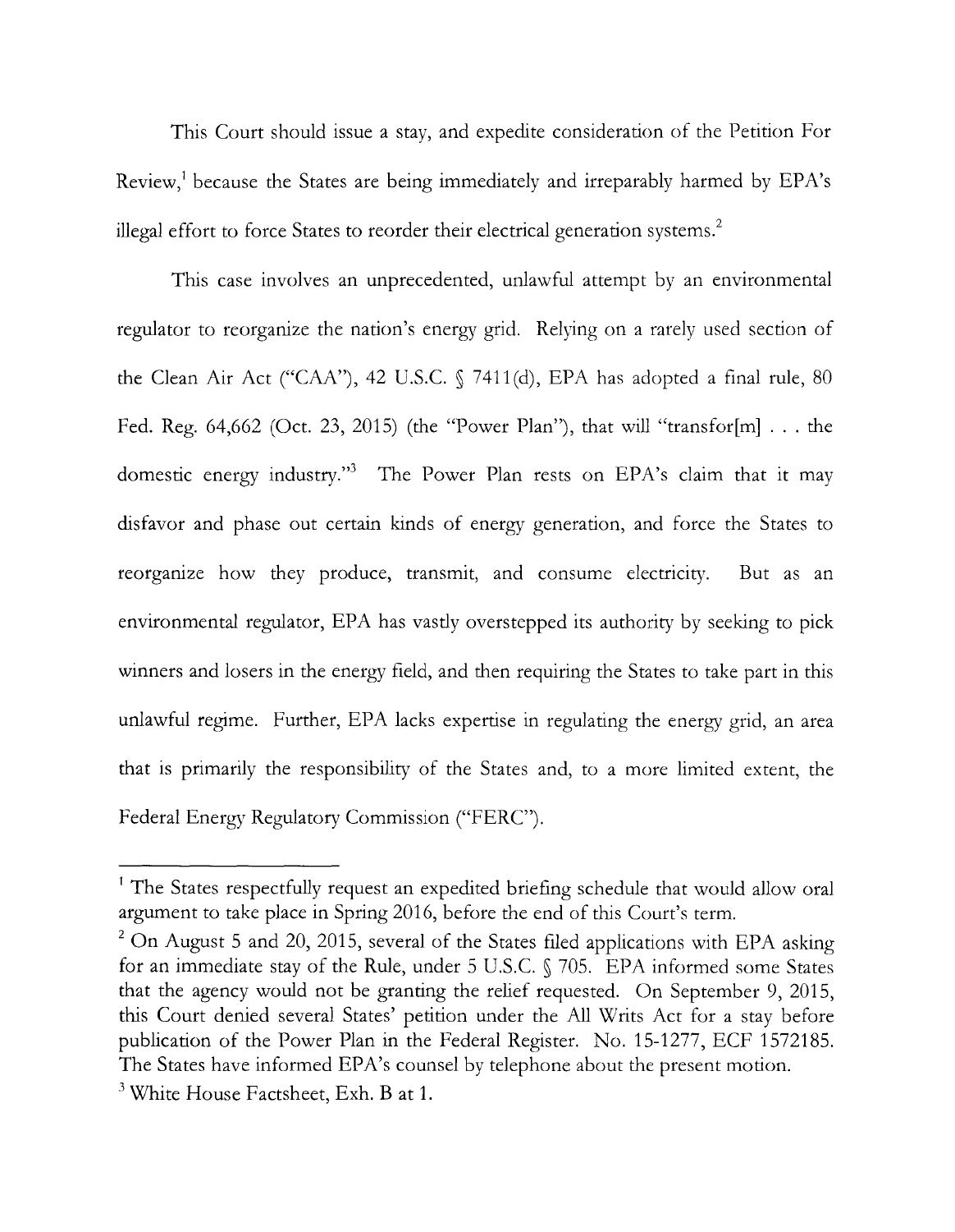This Court should issue a stay, and expedite consideration of the Petition For Review,[1] because the States are being immediately and irreparably harmed by EPA's illegal effort to force States to reorder their electrical generation systems.[2]

This case involves an unprecedented, unlawful attempt by an environmental regulator to reorganize the nation's energy grid. Relying on a rarely used section of the Clean Air Act ("CAA"), 42 U.S.C. § 7411(d), EPA has adopted a final rule, 80 Fed. Reg. 64,662 (Oct. 23, 2015) (the "Power Plan"), that will "transfor[m] . . . the domestic energy industry."[3] The Power Plan rests on EPA's claim that it may disfavor and phase out certain kinds of energy generation, and force the States to reorganize how they produce, transmit, and consume electricity. But as an environmental regulator, EPA has vastly overstepped its authority by seeking to pick winners and losers in the energy field, and then requiring the States to take part in this unlawful regime. Further, EPA lacks expertise in regulating the energy grid, an area that is primarily the responsibility of the States and, to a more limited extent, the Federal Energy Regulatory Commission ("FERC").

---

[1] The States respectfully request an expedited briefing schedule that would allow oral argument to take place in Spring 2016, before the end of this Court's term.

[2] On August 5 and 20, 2015, several of the States filed applications with EPA asking for an immediate stay of the Rule, under 5 U.S.C. § 705. EPA informed some States that the agency would not be granting the relief requested. On September 9, 2015, this Court denied several States' petition under the All Writs Act for a stay before publication of the Power Plan in the Federal Register. No. 15-1277, ECF 1572185. The States have informed EPA's counsel by telephone about the present motion.

[3] White House Factsheet, Exh. B at 1.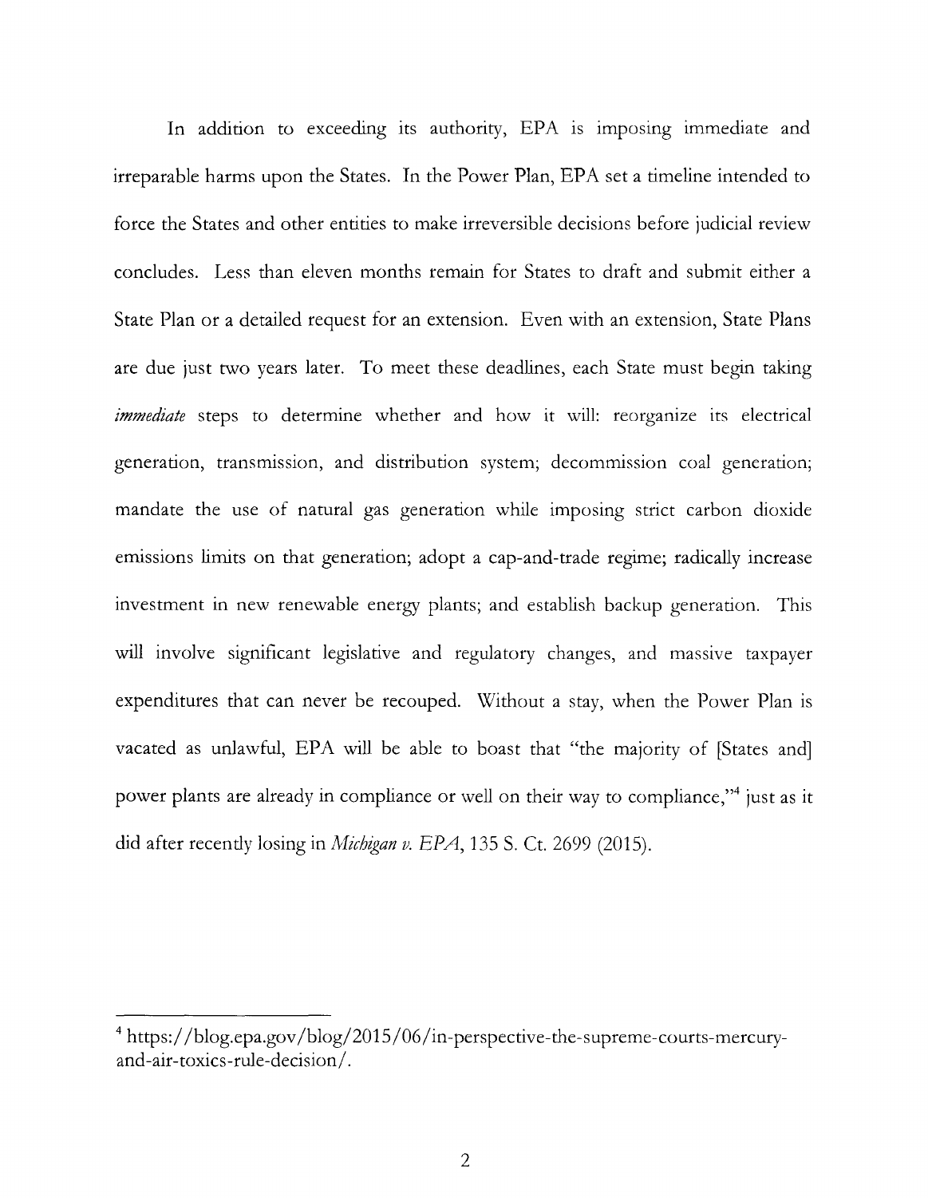In addition to exceeding its authority, EPA is imposing immediate and irreparable harms upon the States. In the Power Plan, EPA set a timeline intended to force the States and other entities to make irreversible decisions before judicial review concludes. Less than eleven months remain for States to draft and submit either a State Plan or a detailed request for an extension. Even with an extension, State Plans are due just two years later. To meet these deadlines, each State must begin taking *immediate* steps to determine whether and how it will: reorganize its electrical generation, transmission, and distribution system; decommission coal generation; mandate the use of natural gas generation while imposing strict carbon dioxide emissions limits on that generation; adopt a cap-and-trade regime; radically increase investment in new renewable energy plants; and establish backup generation. This will involve significant legislative and regulatory changes, and massive taxpayer expenditures that can never be recouped. Without a stay, when the Power Plan is vacated as unlawful, EPA will be able to boast that "the majority of [States and] power plants are already in compliance or well on their way to compliance,"[4] just as it did after recently losing in *Michigan v. EPA*, 135 S. Ct. 2699 (2015).

---

[4] https://blog.epa.gov/blog/2015/06/in-perspective-the-supreme-courts-mercury-and-air-toxics-rule-decision/.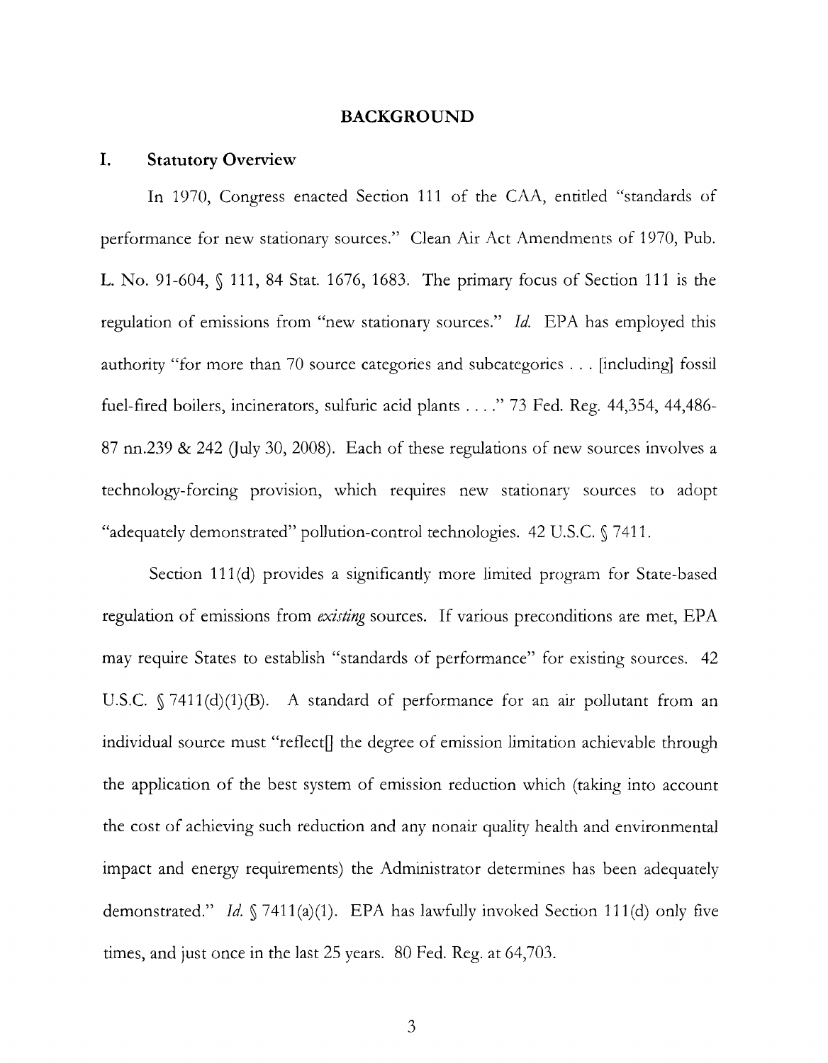## BACKGROUND

### I. Statutory Overview

In 1970, Congress enacted Section 111 of the CAA, entitled "standards of performance for new stationary sources." Clean Air Act Amendments of 1970, Pub. L. No. 91-604, § 111, 84 Stat. 1676, 1683. The primary focus of Section 111 is the regulation of emissions from "new stationary sources." *Id.* EPA has employed this authority "for more than 70 source categories and subcategories . . . [including] fossil fuel-fired boilers, incinerators, sulfuric acid plants . . . ." 73 Fed. Reg. 44,354, 44,486-87 nn.239 & 242 (July 30, 2008). Each of these regulations of new sources involves a technology-forcing provision, which requires new stationary sources to adopt "adequately demonstrated" pollution-control technologies. 42 U.S.C. § 7411.

Section 111(d) provides a significantly more limited program for State-based regulation of emissions from *existing* sources. If various preconditions are met, EPA may require States to establish "standards of performance" for existing sources. 42 U.S.C. § 7411(d)(1)(B). A standard of performance for an air pollutant from an individual source must "reflect[] the degree of emission limitation achievable through the application of the best system of emission reduction which (taking into account the cost of achieving such reduction and any nonair quality health and environmental impact and energy requirements) the Administrator determines has been adequately demonstrated." *Id.* § 7411(a)(1). EPA has lawfully invoked Section 111(d) only five times, and just once in the last 25 years. 80 Fed. Reg. at 64,703.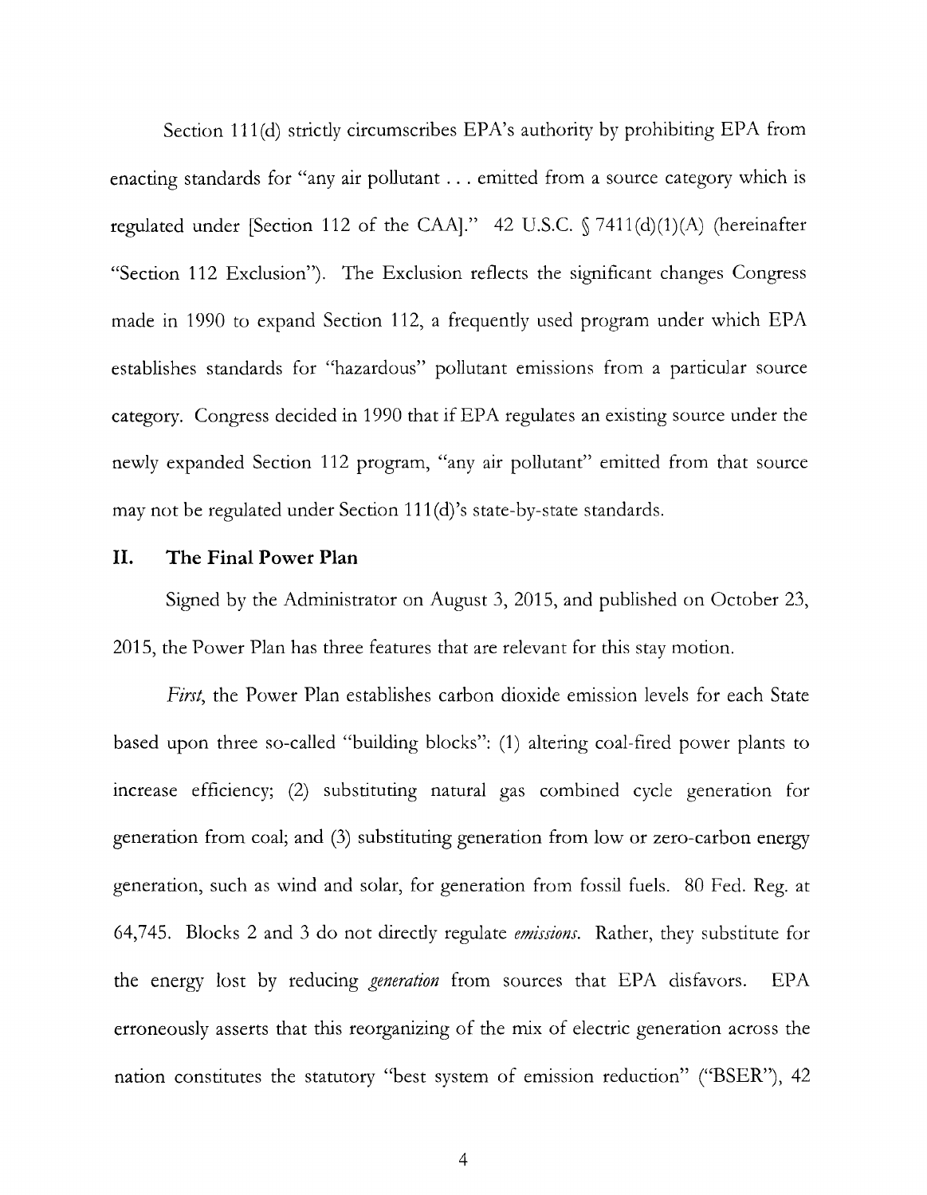Section 111(d) strictly circumscribes EPA's authority by prohibiting EPA from enacting standards for "any air pollutant . . . emitted from a source category which is regulated under [Section 112 of the CAA]." 42 U.S.C. § 7411(d)(1)(A) (hereinafter "Section 112 Exclusion"). The Exclusion reflects the significant changes Congress made in 1990 to expand Section 112, a frequently used program under which EPA establishes standards for "hazardous" pollutant emissions from a particular source category. Congress decided in 1990 that if EPA regulates an existing source under the newly expanded Section 112 program, "any air pollutant" emitted from that source may not be regulated under Section 111(d)'s state-by-state standards.

## II. The Final Power Plan

Signed by the Administrator on August 3, 2015, and published on October 23, 2015, the Power Plan has three features that are relevant for this stay motion.

*First*, the Power Plan establishes carbon dioxide emission levels for each State based upon three so-called "building blocks": (1) altering coal-fired power plants to increase efficiency; (2) substituting natural gas combined cycle generation for generation from coal; and (3) substituting generation from low or zero-carbon energy generation, such as wind and solar, for generation from fossil fuels. 80 Fed. Reg. at 64,745. Blocks 2 and 3 do not directly regulate *emissions*. Rather, they substitute for the energy lost by reducing *generation* from sources that EPA disfavors. EPA erroneously asserts that this reorganizing of the mix of electric generation across the nation constitutes the statutory "best system of emission reduction" ("BSER"), 42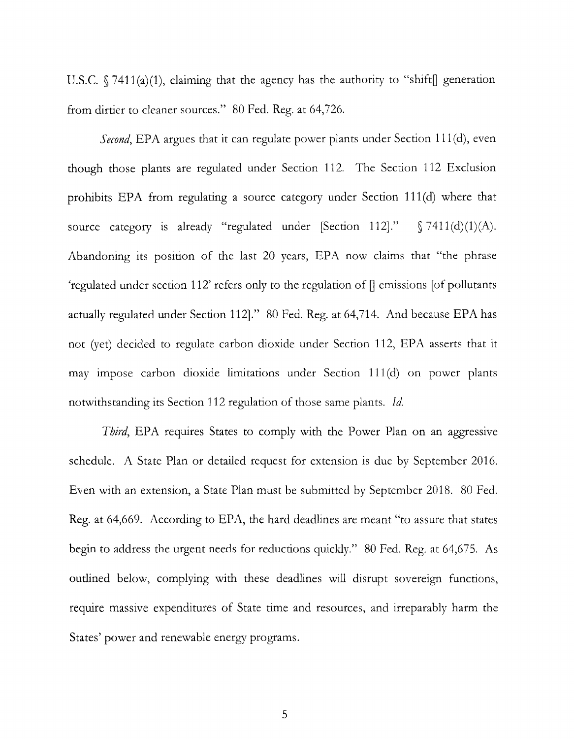U.S.C. § 7411(a)(1), claiming that the agency has the authority to "shift[] generation from dirtier to cleaner sources." 80 Fed. Reg. at 64,726.

*Second*, EPA argues that it can regulate power plants under Section 111(d), even though those plants are regulated under Section 112. The Section 112 Exclusion prohibits EPA from regulating a source category under Section 111(d) where that source category is already "regulated under [Section 112]." § 7411(d)(1)(A). Abandoning its position of the last 20 years, EPA now claims that "the phrase 'regulated under section 112' refers only to the regulation of [] emissions [of pollutants actually regulated under Section 112]." 80 Fed. Reg. at 64,714. And because EPA has not (yet) decided to regulate carbon dioxide under Section 112, EPA asserts that it may impose carbon dioxide limitations under Section 111(d) on power plants notwithstanding its Section 112 regulation of those same plants. *Id.*

*Third*, EPA requires States to comply with the Power Plan on an aggressive schedule. A State Plan or detailed request for extension is due by September 2016. Even with an extension, a State Plan must be submitted by September 2018. 80 Fed. Reg. at 64,669. According to EPA, the hard deadlines are meant "to assure that states begin to address the urgent needs for reductions quickly." 80 Fed. Reg. at 64,675. As outlined below, complying with these deadlines will disrupt sovereign functions, require massive expenditures of State time and resources, and irreparably harm the States' power and renewable energy programs.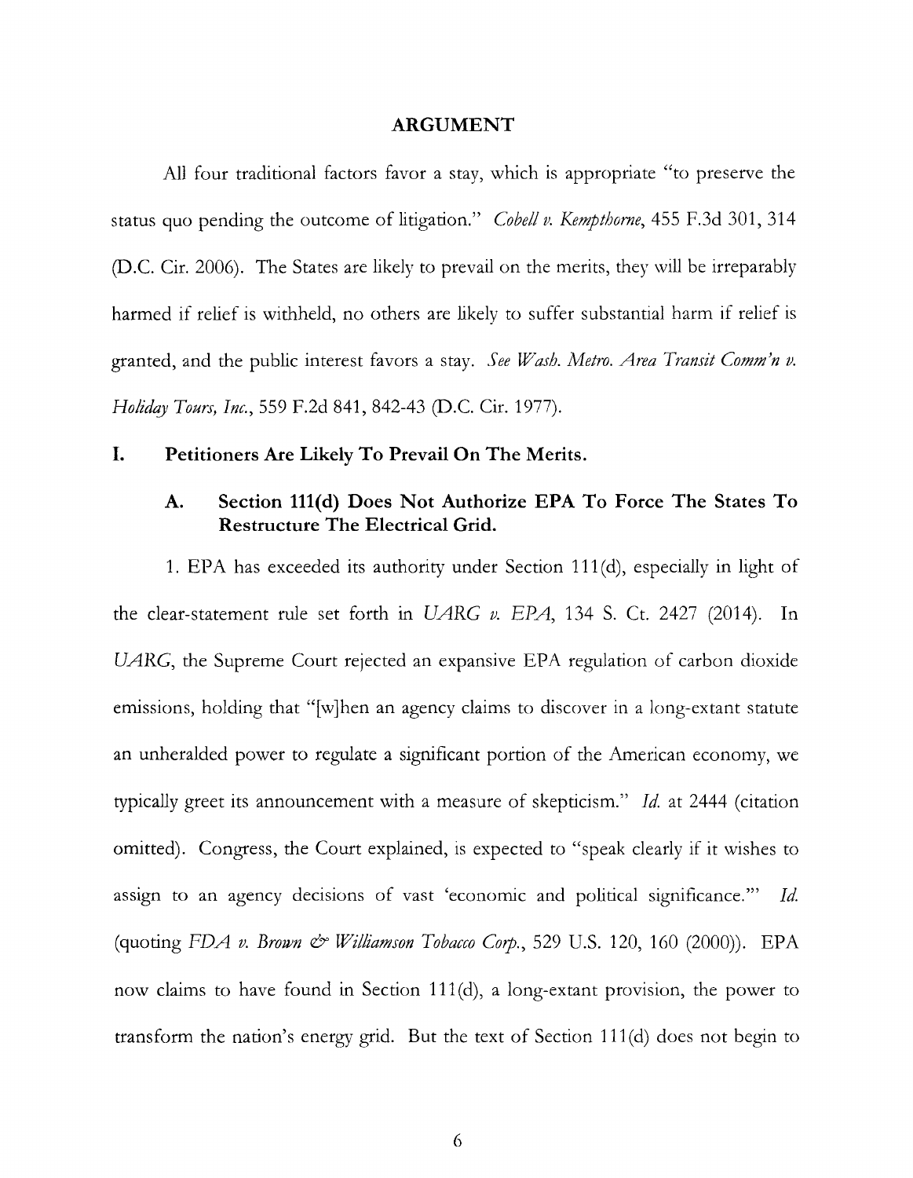## ARGUMENT

All four traditional factors favor a stay, which is appropriate "to preserve the status quo pending the outcome of litigation." *Cobell v. Kempthorne*, 455 F.3d 301, 314 (D.C. Cir. 2006). The States are likely to prevail on the merits, they will be irreparably harmed if relief is withheld, no others are likely to suffer substantial harm if relief is granted, and the public interest favors a stay. *See Wash. Metro. Area Transit Comm'n v. Holiday Tours, Inc.*, 559 F.2d 841, 842-43 (D.C. Cir. 1977).

### I. Petitioners Are Likely To Prevail On The Merits.

#### A. Section 111(d) Does Not Authorize EPA To Force The States To Restructure The Electrical Grid.

1. EPA has exceeded its authority under Section 111(d), especially in light of the clear-statement rule set forth in *UARG v. EPA*, 134 S. Ct. 2427 (2014). In *UARG*, the Supreme Court rejected an expansive EPA regulation of carbon dioxide emissions, holding that "[w]hen an agency claims to discover in a long-extant statute an unheralded power to regulate a significant portion of the American economy, we typically greet its announcement with a measure of skepticism." *Id.* at 2444 (citation omitted). Congress, the Court explained, is expected to "speak clearly if it wishes to assign to an agency decisions of vast 'economic and political significance.'" *Id.* (quoting *FDA v. Brown & Williamson Tobacco Corp.*, 529 U.S. 120, 160 (2000)). EPA now claims to have found in Section 111(d), a long-extant provision, the power to transform the nation's energy grid. But the text of Section 111(d) does not begin to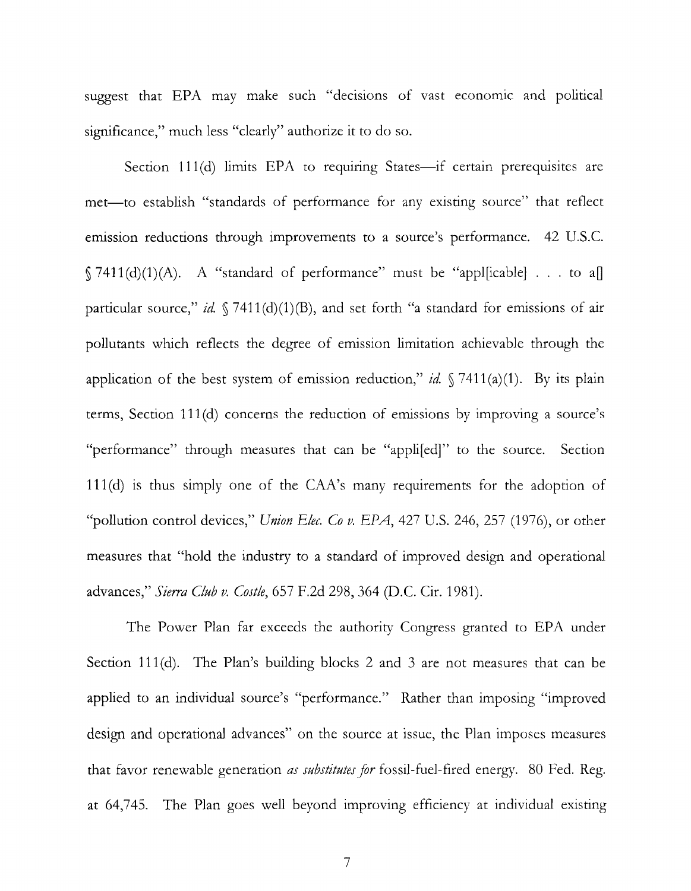suggest that EPA may make such "decisions of vast economic and political significance," much less "clearly" authorize it to do so.

Section 111(d) limits EPA to requiring States—if certain prerequisites are met—to establish "standards of performance for any existing source" that reflect emission reductions through improvements to a source's performance. 42 U.S.C. § 7411(d)(1)(A). A "standard of performance" must be "appl[icable] . . . to a[] particular source," *id.* § 7411(d)(1)(B), and set forth "a standard for emissions of air pollutants which reflects the degree of emission limitation achievable through the application of the best system of emission reduction," *id.* § 7411(a)(1). By its plain terms, Section 111(d) concerns the reduction of emissions by improving a source's "performance" through measures that can be "appli[ed]" to the source. Section 111(d) is thus simply one of the CAA's many requirements for the adoption of "pollution control devices," *Union Elec. Co v. EPA*, 427 U.S. 246, 257 (1976), or other measures that "hold the industry to a standard of improved design and operational advances," *Sierra Club v. Costle*, 657 F.2d 298, 364 (D.C. Cir. 1981).

The Power Plan far exceeds the authority Congress granted to EPA under Section 111(d). The Plan's building blocks 2 and 3 are not measures that can be applied to an individual source's "performance." Rather than imposing "improved design and operational advances" on the source at issue, the Plan imposes measures that favor renewable generation *as substitutes for* fossil-fuel-fired energy. 80 Fed. Reg. at 64,745. The Plan goes well beyond improving efficiency at individual existing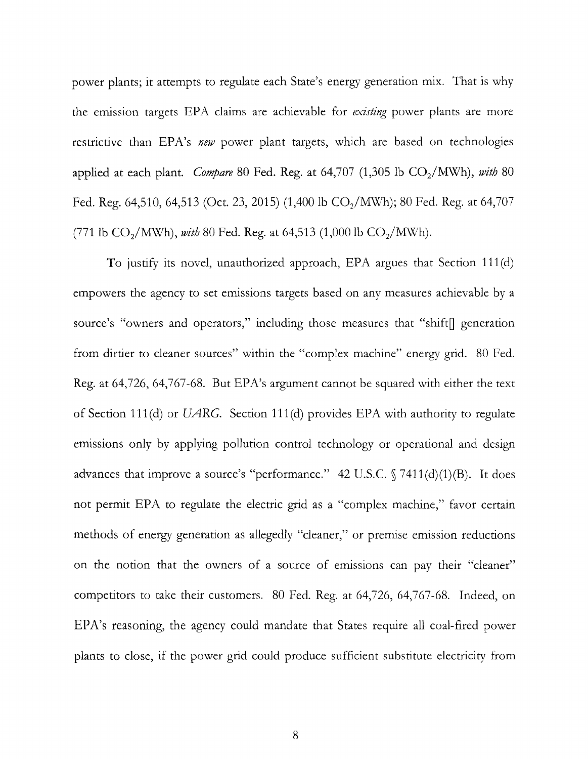power plants; it attempts to regulate each State's energy generation mix. That is why the emission targets EPA claims are achievable for *existing* power plants are more restrictive than EPA's *new* power plant targets, which are based on technologies applied at each plant. *Compare* 80 Fed. Reg. at 64,707 (1,305 lb $CO_2$/MWh), *with* 80 Fed. Reg. 64,510, 64,513 (Oct. 23, 2015) (1,400 lb $CO_2$/MWh); 80 Fed. Reg. at 64,707 (771 lb $CO_2$/MWh), *with* 80 Fed. Reg. at 64,513 (1,000 lb $CO_2$/MWh).

To justify its novel, unauthorized approach, EPA argues that Section 111(d) empowers the agency to set emissions targets based on any measures achievable by a source's "owners and operators," including those measures that "shift[] generation from dirtier to cleaner sources" within the "complex machine" energy grid. 80 Fed. Reg. at 64,726, 64,767-68. But EPA's argument cannot be squared with either the text of Section 111(d) or *UARG*. Section 111(d) provides EPA with authority to regulate emissions only by applying pollution control technology or operational and design advances that improve a source's "performance." 42 U.S.C. § 7411(d)(1)(B). It does not permit EPA to regulate the electric grid as a "complex machine," favor certain methods of energy generation as allegedly "cleaner," or premise emission reductions on the notion that the owners of a source of emissions can pay their "cleaner" competitors to take their customers. 80 Fed. Reg. at 64,726, 64,767-68. Indeed, on EPA's reasoning, the agency could mandate that States require all coal-fired power plants to close, if the power grid could produce sufficient substitute electricity from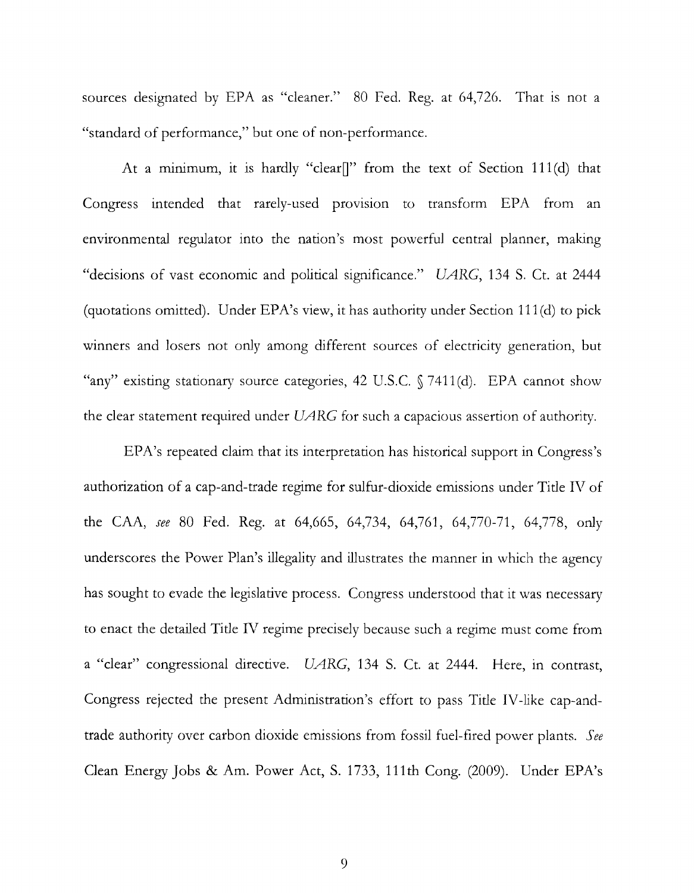sources designated by EPA as "cleaner." 80 Fed. Reg. at 64,726. That is not a "standard of performance," but one of non-performance.

At a minimum, it is hardly "clear[]" from the text of Section 111(d) that Congress intended that rarely-used provision to transform EPA from an environmental regulator into the nation's most powerful central planner, making "decisions of vast economic and political significance." *UARG*, 134 S. Ct. at 2444 (quotations omitted). Under EPA's view, it has authority under Section 111(d) to pick winners and losers not only among different sources of electricity generation, but "any" existing stationary source categories, 42 U.S.C. § 7411(d). EPA cannot show the clear statement required under *UARG* for such a capacious assertion of authority.

EPA's repeated claim that its interpretation has historical support in Congress's authorization of a cap-and-trade regime for sulfur-dioxide emissions under Title IV of the CAA, *see* 80 Fed. Reg. at 64,665, 64,734, 64,761, 64,770-71, 64,778, only underscores the Power Plan's illegality and illustrates the manner in which the agency has sought to evade the legislative process. Congress understood that it was necessary to enact the detailed Title IV regime precisely because such a regime must come from a "clear" congressional directive. *UARG*, 134 S. Ct. at 2444. Here, in contrast, Congress rejected the present Administration's effort to pass Title IV-like cap-and-trade authority over carbon dioxide emissions from fossil fuel-fired power plants. *See* Clean Energy Jobs & Am. Power Act, S. 1733, 111th Cong. (2009). Under EPA's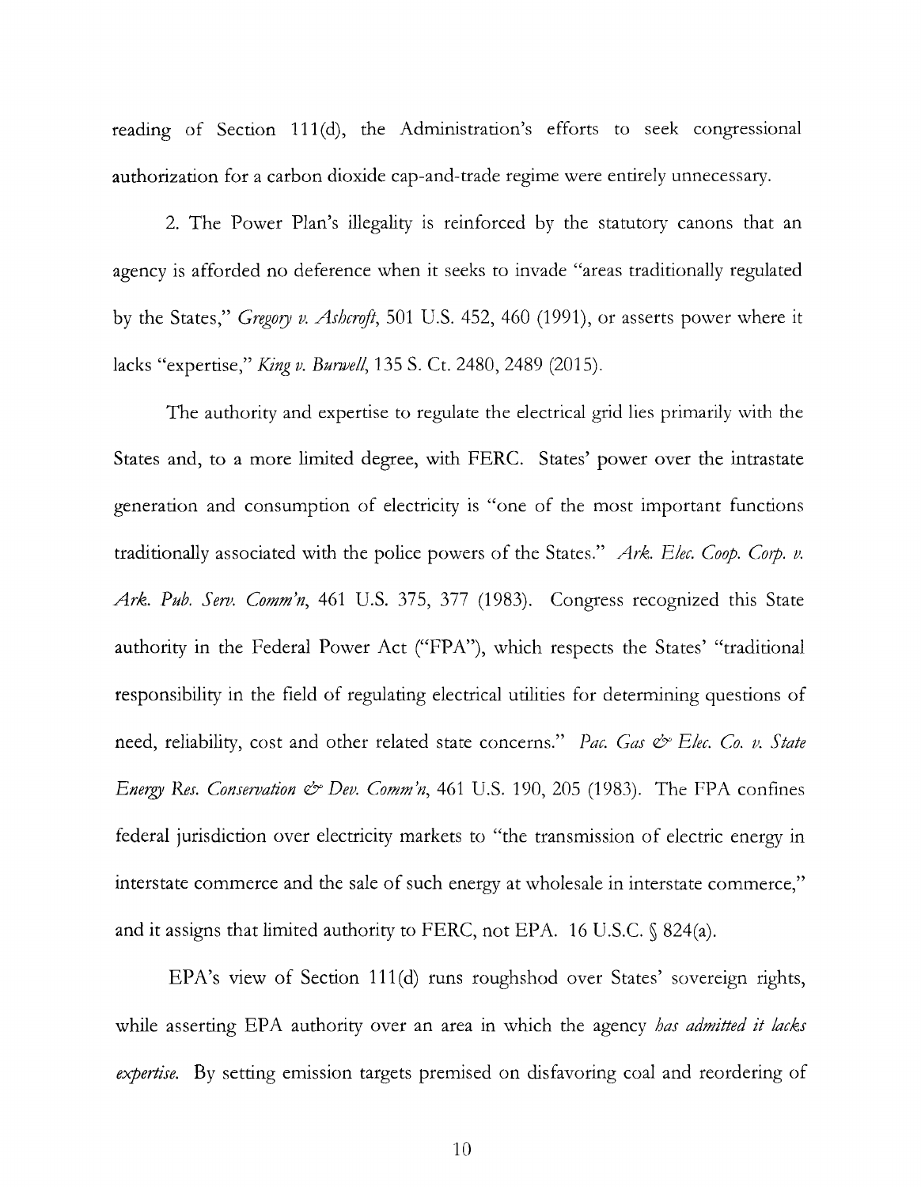reading of Section 111(d), the Administration's efforts to seek congressional authorization for a carbon dioxide cap-and-trade regime were entirely unnecessary.

2. The Power Plan's illegality is reinforced by the statutory canons that an agency is afforded no deference when it seeks to invade "areas traditionally regulated by the States," *Gregory v. Ashcroft*, 501 U.S. 452, 460 (1991), or asserts power where it lacks "expertise," *King v. Burwell*, 135 S. Ct. 2480, 2489 (2015).

The authority and expertise to regulate the electrical grid lies primarily with the States and, to a more limited degree, with FERC. States' power over the intrastate generation and consumption of electricity is "one of the most important functions traditionally associated with the police powers of the States." *Ark. Elec. Coop. Corp. v. Ark. Pub. Serv. Comm'n*, 461 U.S. 375, 377 (1983). Congress recognized this State authority in the Federal Power Act ("FPA"), which respects the States' "traditional responsibility in the field of regulating electrical utilities for determining questions of need, reliability, cost and other related state concerns." *Pac. Gas & Elec. Co. v. State Energy Res. Conservation & Dev. Comm'n*, 461 U.S. 190, 205 (1983). The FPA confines federal jurisdiction over electricity markets to "the transmission of electric energy in interstate commerce and the sale of such energy at wholesale in interstate commerce," and it assigns that limited authority to FERC, not EPA. 16 U.S.C. § 824(a).

EPA's view of Section 111(d) runs roughshod over States' sovereign rights, while asserting EPA authority over an area in which the agency *has admitted it lacks expertise*. By setting emission targets premised on disfavoring coal and reordering of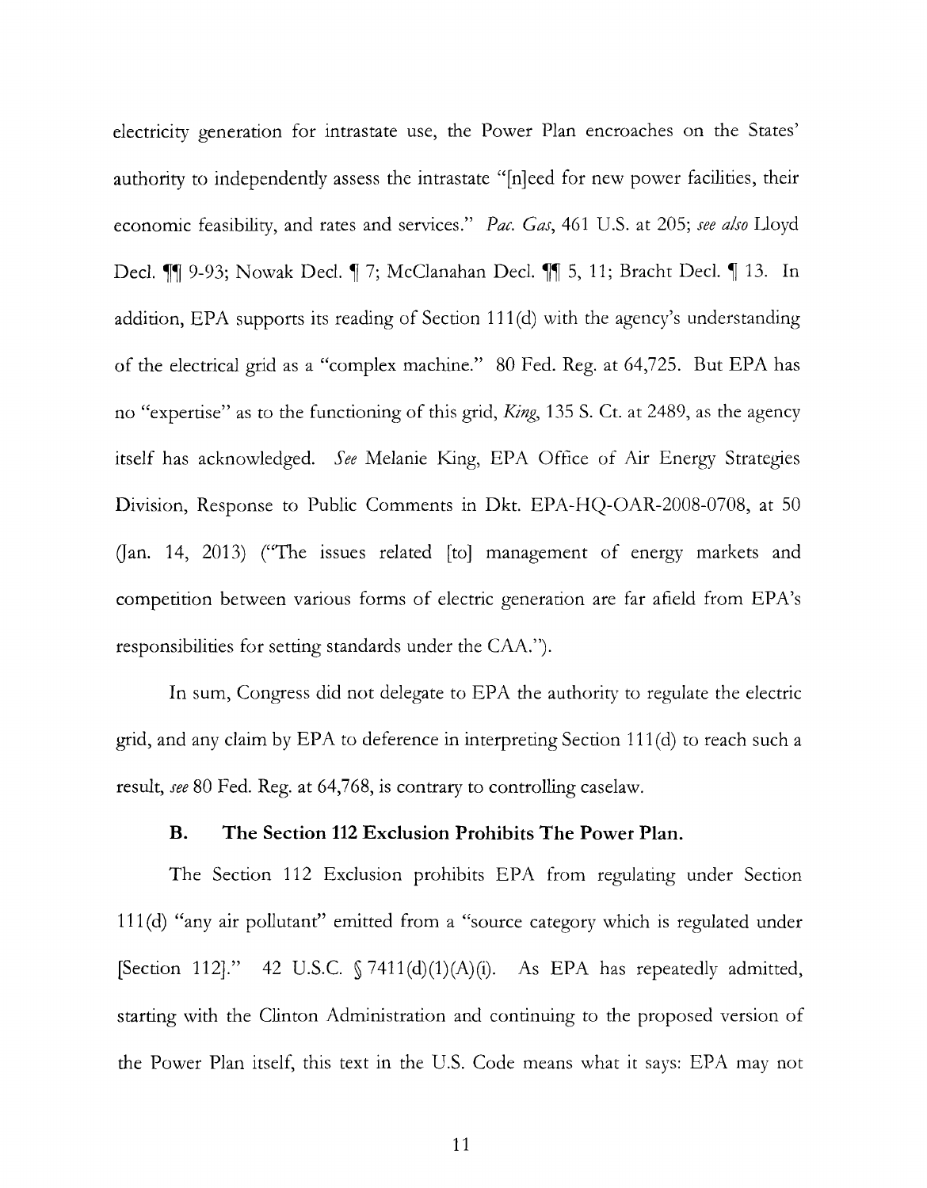electricity generation for intrastate use, the Power Plan encroaches on the States' authority to independently assess the intrastate "[n]eed for new power facilities, their economic feasibility, and rates and services." *Pac. Gas*, 461 U.S. at 205; *see also* Lloyd Decl. ¶¶ 9-93; Nowak Decl. ¶ 7; McClanahan Decl. ¶¶ 5, 11; Bracht Decl. ¶ 13. In addition, EPA supports its reading of Section 111(d) with the agency's understanding of the electrical grid as a "complex machine." 80 Fed. Reg. at 64,725. But EPA has no "expertise" as to the functioning of this grid, *King*, 135 S. Ct. at 2489, as the agency itself has acknowledged. *See* Melanie King, EPA Office of Air Energy Strategies Division, Response to Public Comments in Dkt. EPA-HQ-OAR-2008-0708, at 50 (Jan. 14, 2013) ("The issues related [to] management of energy markets and competition between various forms of electric generation are far afield from EPA's responsibilities for setting standards under the CAA.").

In sum, Congress did not delegate to EPA the authority to regulate the electric grid, and any claim by EPA to deference in interpreting Section 111(d) to reach such a result, *see* 80 Fed. Reg. at 64,768, is contrary to controlling caselaw.

### B. The Section 112 Exclusion Prohibits The Power Plan.

The Section 112 Exclusion prohibits EPA from regulating under Section 111(d) "any air pollutant" emitted from a "source category which is regulated under [Section 112]." 42 U.S.C. § 7411(d)(1)(A)(i). As EPA has repeatedly admitted, starting with the Clinton Administration and continuing to the proposed version of the Power Plan itself, this text in the U.S. Code means what it says: EPA may not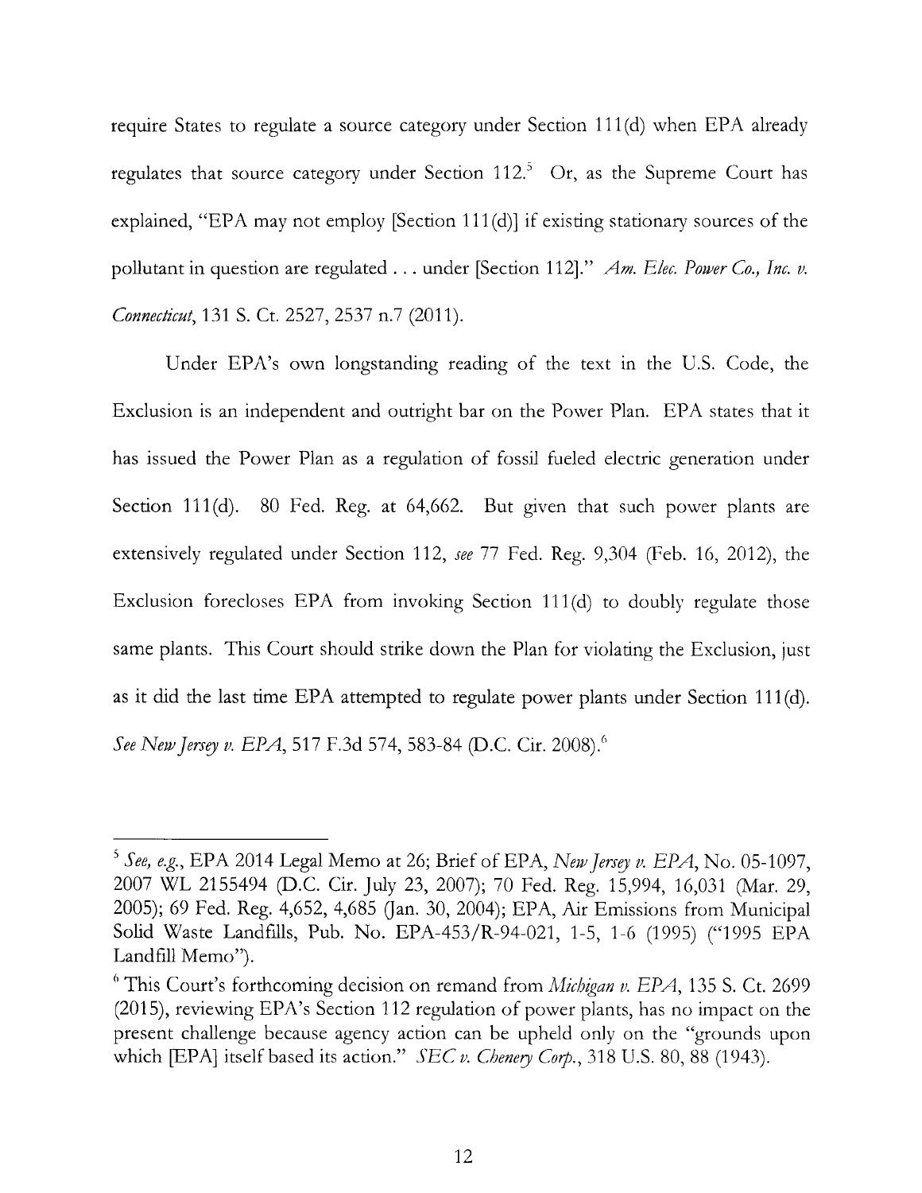require States to regulate a source category under Section 111(d) when EPA already regulates that source category under Section 112.[5] Or, as the Supreme Court has explained, "EPA may not employ [Section 111(d)] if existing stationary sources of the pollutant in question are regulated . . . under [Section 112]." *Am. Elec. Power Co., Inc. v. Connecticut*, 131 S. Ct. 2527, 2537 n.7 (2011).

Under EPA's own longstanding reading of the text in the U.S. Code, the Exclusion is an independent and outright bar on the Power Plan. EPA states that it has issued the Power Plan as a regulation of fossil fueled electric generation under Section 111(d). 80 Fed. Reg. at 64,662. But given that such power plants are extensively regulated under Section 112, *see* 77 Fed. Reg. 9,304 (Feb. 16, 2012), the Exclusion forecloses EPA from invoking Section 111(d) to doubly regulate those same plants. This Court should strike down the Plan for violating the Exclusion, just as it did the last time EPA attempted to regulate power plants under Section 111(d). *See New Jersey v. EPA*, 517 F.3d 574, 583-84 (D.C. Cir. 2008).[6]

---

[5] *See, e.g.*, EPA 2014 Legal Memo at 26; Brief of EPA, *New Jersey v. EPA*, No. 05-1097, 2007 WL 2155494 (D.C. Cir. July 23, 2007); 70 Fed. Reg. 15,994, 16,031 (Mar. 29, 2005); 69 Fed. Reg. 4,652, 4,685 (Jan. 30, 2004); EPA, Air Emissions from Municipal Solid Waste Landfills, Pub. No. EPA-453/R-94-021, 1-5, 1-6 (1995) ("1995 EPA Landfill Memo").

[6] This Court's forthcoming decision on remand from *Michigan v. EPA*, 135 S. Ct. 2699 (2015), reviewing EPA's Section 112 regulation of power plants, has no impact on the present challenge because agency action can be upheld only on the "grounds upon which [EPA] itself based its action." *SEC v. Chenery Corp.*, 318 U.S. 80, 88 (1943).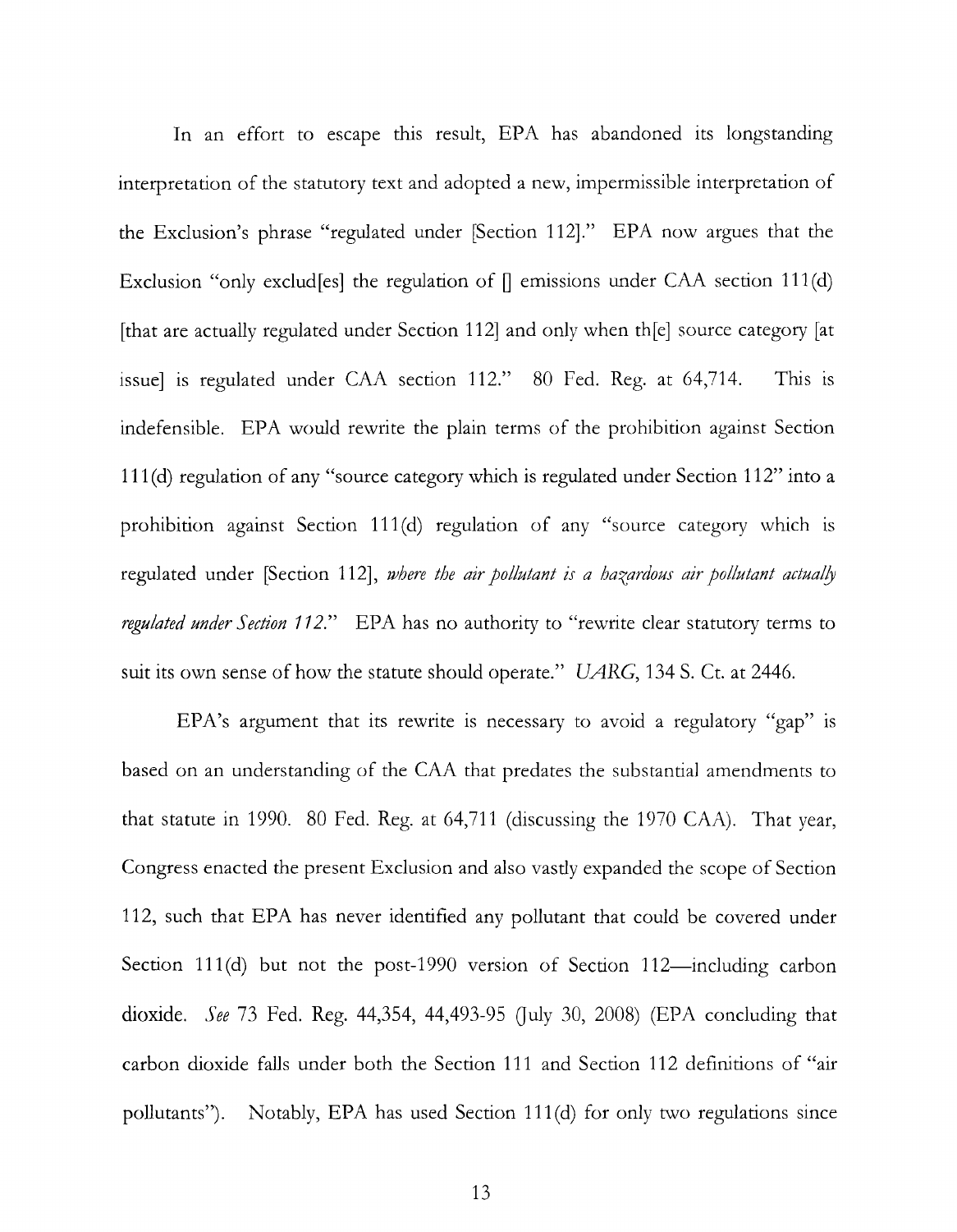In an effort to escape this result, EPA has abandoned its longstanding interpretation of the statutory text and adopted a new, impermissible interpretation of the Exclusion's phrase "regulated under [Section 112]." EPA now argues that the Exclusion "only exclud[es] the regulation of [] emissions under CAA section 111(d) [that are actually regulated under Section 112] and only when th[e] source category [at issue] is regulated under CAA section 112." 80 Fed. Reg. at 64,714. This is indefensible. EPA would rewrite the plain terms of the prohibition against Section 111(d) regulation of any "source category which is regulated under Section 112" into a prohibition against Section 111(d) regulation of any "source category which is regulated under [Section 112], *where the air pollutant is a hazardous air pollutant actually regulated under Section 112*." EPA has no authority to "rewrite clear statutory terms to suit its own sense of how the statute should operate." *UARG*, 134 S. Ct. at 2446.

EPA's argument that its rewrite is necessary to avoid a regulatory "gap" is based on an understanding of the CAA that predates the substantial amendments to that statute in 1990. 80 Fed. Reg. at 64,711 (discussing the 1970 CAA). That year, Congress enacted the present Exclusion and also vastly expanded the scope of Section 112, such that EPA has never identified any pollutant that could be covered under Section 111(d) but not the post-1990 version of Section 112—including carbon dioxide. *See* 73 Fed. Reg. 44,354, 44,493-95 (July 30, 2008) (EPA concluding that carbon dioxide falls under both the Section 111 and Section 112 definitions of "air pollutants"). Notably, EPA has used Section 111(d) for only two regulations since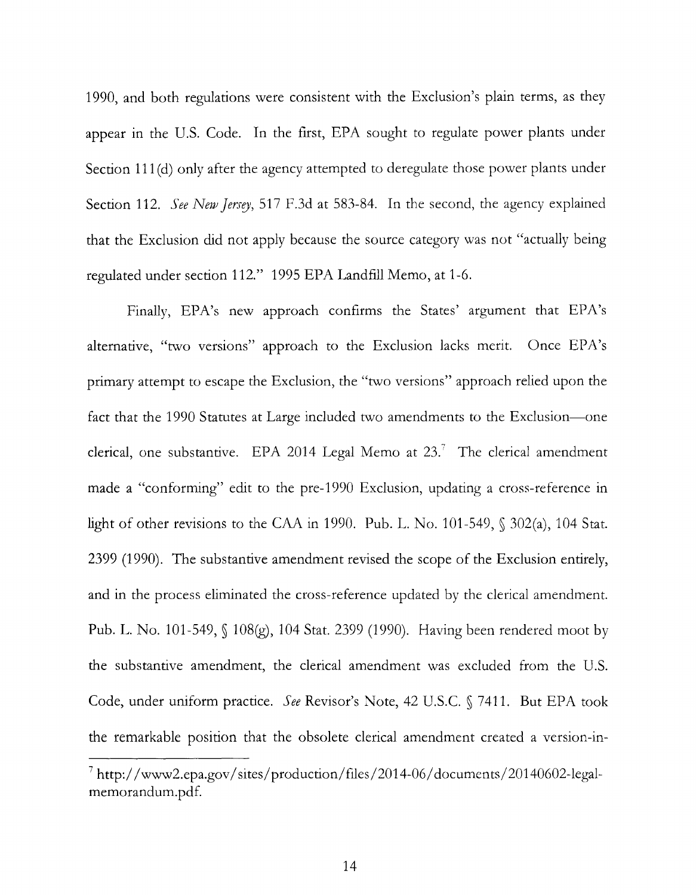1990, and both regulations were consistent with the Exclusion's plain terms, as they appear in the U.S. Code. In the first, EPA sought to regulate power plants under Section 111(d) only after the agency attempted to deregulate those power plants under Section 112. *See New Jersey*, 517 F.3d at 583-84. In the second, the agency explained that the Exclusion did not apply because the source category was not "actually being regulated under section 112." 1995 EPA Landfill Memo, at 1-6.

Finally, EPA's new approach confirms the States' argument that EPA's alternative, "two versions" approach to the Exclusion lacks merit. Once EPA's primary attempt to escape the Exclusion, the "two versions" approach relied upon the fact that the 1990 Statutes at Large included two amendments to the Exclusion—one clerical, one substantive. EPA 2014 Legal Memo at 23.[7] The clerical amendment made a "conforming" edit to the pre-1990 Exclusion, updating a cross-reference in light of other revisions to the CAA in 1990. Pub. L. No. 101-549, § 302(a), 104 Stat. 2399 (1990). The substantive amendment revised the scope of the Exclusion entirely, and in the process eliminated the cross-reference updated by the clerical amendment. Pub. L. No. 101-549, § 108(g), 104 Stat. 2399 (1990). Having been rendered moot by the substantive amendment, the clerical amendment was excluded from the U.S. Code, under uniform practice. *See* Revisor's Note, 42 U.S.C. § 7411. But EPA took the remarkable position that the obsolete clerical amendment created a version-in-

---

[7] http://www2.epa.gov/sites/production/files/2014-06/documents/20140602-legal-memorandum.pdf.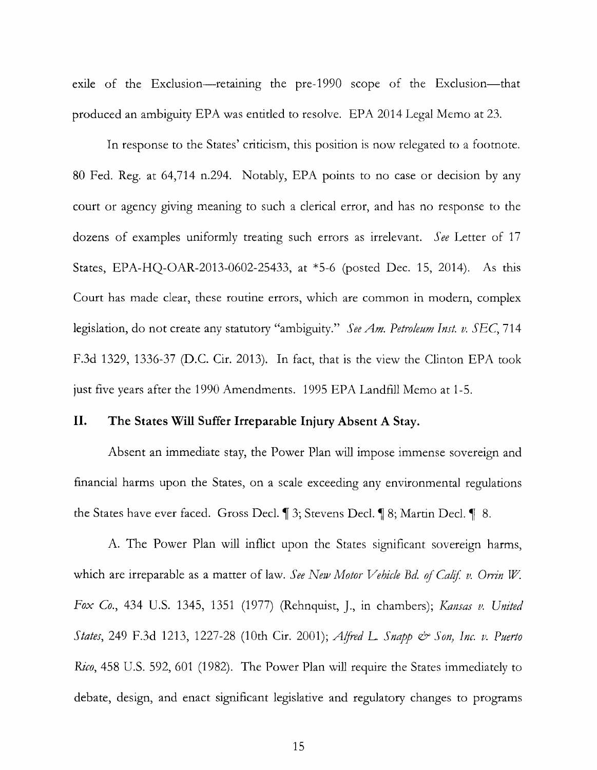exile of the Exclusion—retaining the pre-1990 scope of the Exclusion—that produced an ambiguity EPA was entitled to resolve. EPA 2014 Legal Memo at 23.

In response to the States' criticism, this position is now relegated to a footnote. 80 Fed. Reg. at 64,714 n.294. Notably, EPA points to no case or decision by any court or agency giving meaning to such a clerical error, and has no response to the dozens of examples uniformly treating such errors as irrelevant. *See* Letter of 17 States, EPA-HQ-OAR-2013-0602-25433, at *5-6 (posted Dec. 15, 2014). As this Court has made clear, these routine errors, which are common in modern, complex legislation, do not create any statutory "ambiguity." *See Am. Petroleum Inst. v. SEC*, 714 F.3d 1329, 1336-37 (D.C. Cir. 2013). In fact, that is the view the Clinton EPA took just five years after the 1990 Amendments. 1995 EPA Landfill Memo at 1-5.

## II. The States Will Suffer Irreparable Injury Absent A Stay.

Absent an immediate stay, the Power Plan will impose immense sovereign and financial harms upon the States, on a scale exceeding any environmental regulations the States have ever faced. Gross Decl. ¶ 3; Stevens Decl. ¶ 8; Martin Decl. ¶ 8.

A. The Power Plan will inflict upon the States significant sovereign harms, which are irreparable as a matter of law. *See New Motor Vehicle Bd. of Calif. v. Orrin W. Fox Co.*, 434 U.S. 1345, 1351 (1977) (Rehnquist, J., in chambers); *Kansas v. United States*, 249 F.3d 1213, 1227-28 (10th Cir. 2001); *Alfred L. Snapp & Son, Inc. v. Puerto Rico*, 458 U.S. 592, 601 (1982). The Power Plan will require the States immediately to debate, design, and enact significant legislative and regulatory changes to programs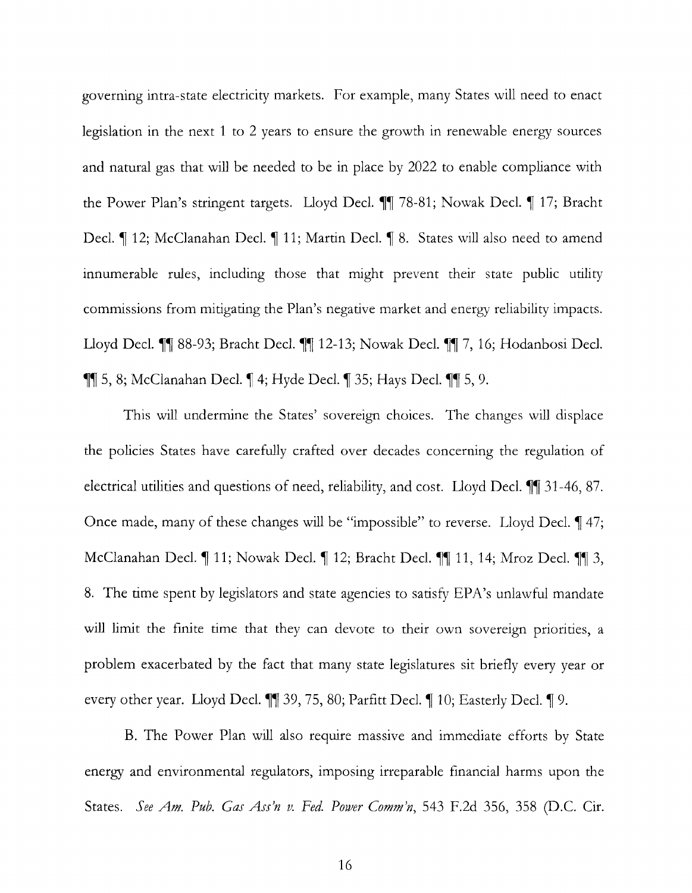governing intra-state electricity markets. For example, many States will need to enact legislation in the next 1 to 2 years to ensure the growth in renewable energy sources and natural gas that will be needed to be in place by 2022 to enable compliance with the Power Plan's stringent targets. Lloyd Decl. ¶¶ 78-81; Nowak Decl. ¶ 17; Bracht Decl. ¶ 12; McClanahan Decl. ¶ 11; Martin Decl. ¶ 8. States will also need to amend innumerable rules, including those that might prevent their state public utility commissions from mitigating the Plan's negative market and energy reliability impacts. Lloyd Decl. ¶¶ 88-93; Bracht Decl. ¶¶ 12-13; Nowak Decl. ¶¶ 7, 16; Hodanbosi Decl. ¶¶ 5, 8; McClanahan Decl. ¶ 4; Hyde Decl. ¶ 35; Hays Decl. ¶¶ 5, 9.

This will undermine the States' sovereign choices. The changes will displace the policies States have carefully crafted over decades concerning the regulation of electrical utilities and questions of need, reliability, and cost. Lloyd Decl. ¶¶ 31-46, 87. Once made, many of these changes will be "impossible" to reverse. Lloyd Decl. ¶ 47; McClanahan Decl. ¶ 11; Nowak Decl. ¶ 12; Bracht Decl. ¶¶ 11, 14; Mroz Decl. ¶¶ 3, 8. The time spent by legislators and state agencies to satisfy EPA's unlawful mandate will limit the finite time that they can devote to their own sovereign priorities, a problem exacerbated by the fact that many state legislatures sit briefly every year or every other year. Lloyd Decl. ¶¶ 39, 75, 80; Parfitt Decl. ¶ 10; Easterly Decl. ¶ 9.

B. The Power Plan will also require massive and immediate efforts by State energy and environmental regulators, imposing irreparable financial harms upon the States. *See Am. Pub. Gas Ass'n v. Fed. Power Comm'n*, 543 F.2d 356, 358 (D.C. Cir.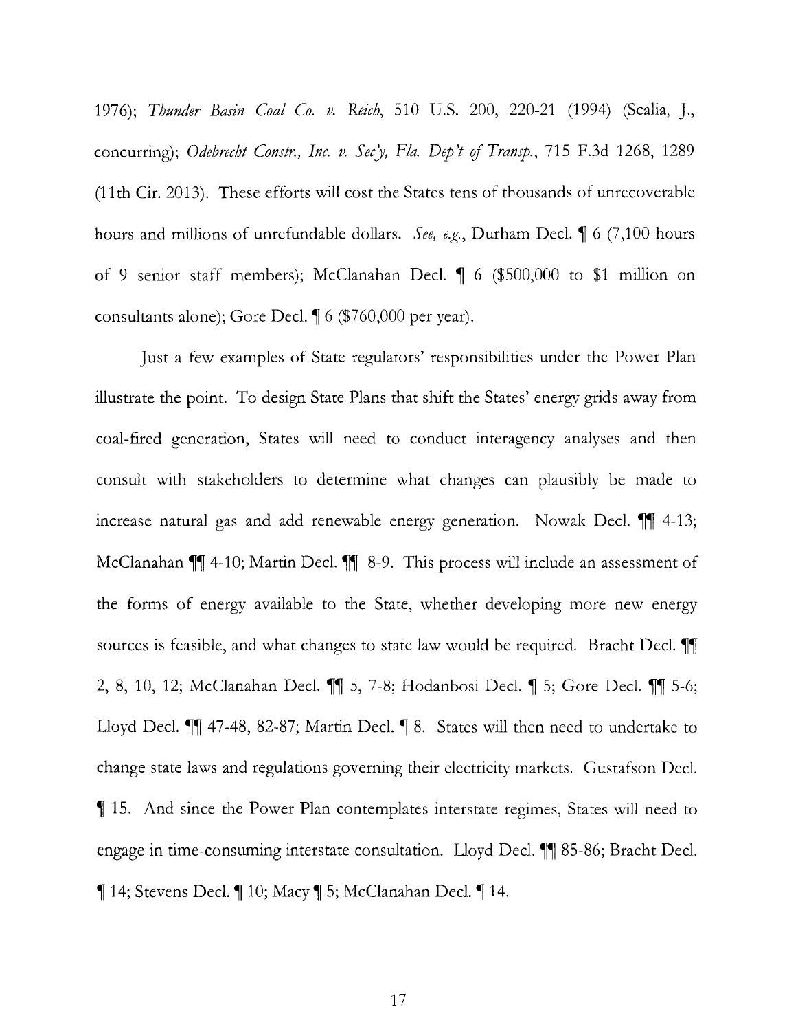1976); *Thunder Basin Coal Co. v. Reich*, 510 U.S. 200, 220-21 (1994) (Scalia, J., concurring); *Odebrecht Constr., Inc. v. Sec'y, Fla. Dep't of Transp.*, 715 F.3d 1268, 1289 (11th Cir. 2013). These efforts will cost the States tens of thousands of unrecoverable hours and millions of unrefundable dollars. *See, e.g.*, Durham Decl. ¶ 6 (7,100 hours of 9 senior staff members); McClanahan Decl. ¶ 6 ($500,000 to $1 million on consultants alone); Gore Decl. ¶ 6 ($760,000 per year).

Just a few examples of State regulators' responsibilities under the Power Plan illustrate the point. To design State Plans that shift the States' energy grids away from coal-fired generation, States will need to conduct interagency analyses and then consult with stakeholders to determine what changes can plausibly be made to increase natural gas and add renewable energy generation. Nowak Decl. ¶¶ 4-13; McClanahan ¶¶ 4-10; Martin Decl. ¶¶ 8-9. This process will include an assessment of the forms of energy available to the State, whether developing more new energy sources is feasible, and what changes to state law would be required. Bracht Decl. ¶¶ 2, 8, 10, 12; McClanahan Decl. ¶¶ 5, 7-8; Hodanbosi Decl. ¶ 5; Gore Decl. ¶¶ 5-6; Lloyd Decl. ¶¶ 47-48, 82-87; Martin Decl. ¶ 8. States will then need to undertake to change state laws and regulations governing their electricity markets. Gustafson Decl. ¶ 15. And since the Power Plan contemplates interstate regimes, States will need to engage in time-consuming interstate consultation. Lloyd Decl. ¶¶ 85-86; Bracht Decl. ¶ 14; Stevens Decl. ¶ 10; Macy ¶ 5; McClanahan Decl. ¶ 14.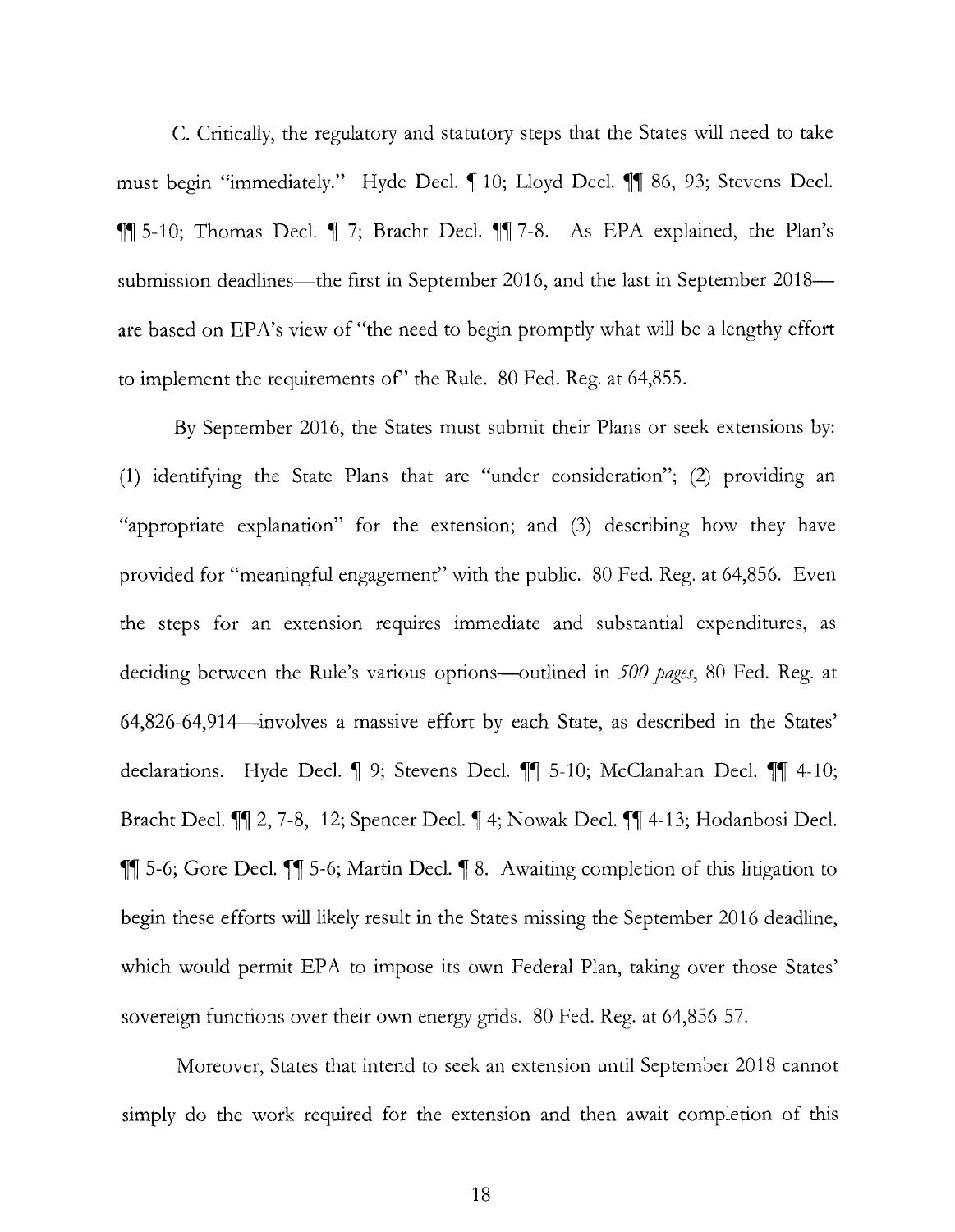C. Critically, the regulatory and statutory steps that the States will need to take must begin "immediately." Hyde Decl. ¶ 10; Lloyd Decl. ¶¶ 86, 93; Stevens Decl. ¶¶ 5-10; Thomas Decl. ¶ 7; Bracht Decl. ¶¶ 7-8. As EPA explained, the Plan's submission deadlines—the first in September 2016, and the last in September 2018—are based on EPA's view of "the need to begin promptly what will be a lengthy effort to implement the requirements of" the Rule. 80 Fed. Reg. at 64,855.

By September 2016, the States must submit their Plans or seek extensions by: (1) identifying the State Plans that are "under consideration"; (2) providing an "appropriate explanation" for the extension; and (3) describing how they have provided for "meaningful engagement" with the public. 80 Fed. Reg. at 64,856. Even the steps for an extension requires immediate and substantial expenditures, as deciding between the Rule's various options—outlined in *500 pages*, 80 Fed. Reg. at 64,826-64,914—involves a massive effort by each State, as described in the States' declarations. Hyde Decl. ¶ 9; Stevens Decl. ¶¶ 5-10; McClanahan Decl. ¶¶ 4-10; Bracht Decl. ¶¶ 2, 7-8, 12; Spencer Decl. ¶ 4; Nowak Decl. ¶¶ 4-13; Hodanbosi Decl. ¶¶ 5-6; Gore Decl. ¶¶ 5-6; Martin Decl. ¶ 8. Awaiting completion of this litigation to begin these efforts will likely result in the States missing the September 2016 deadline, which would permit EPA to impose its own Federal Plan, taking over those States' sovereign functions over their own energy grids. 80 Fed. Reg. at 64,856-57.

Moreover, States that intend to seek an extension until September 2018 cannot simply do the work required for the extension and then await completion of this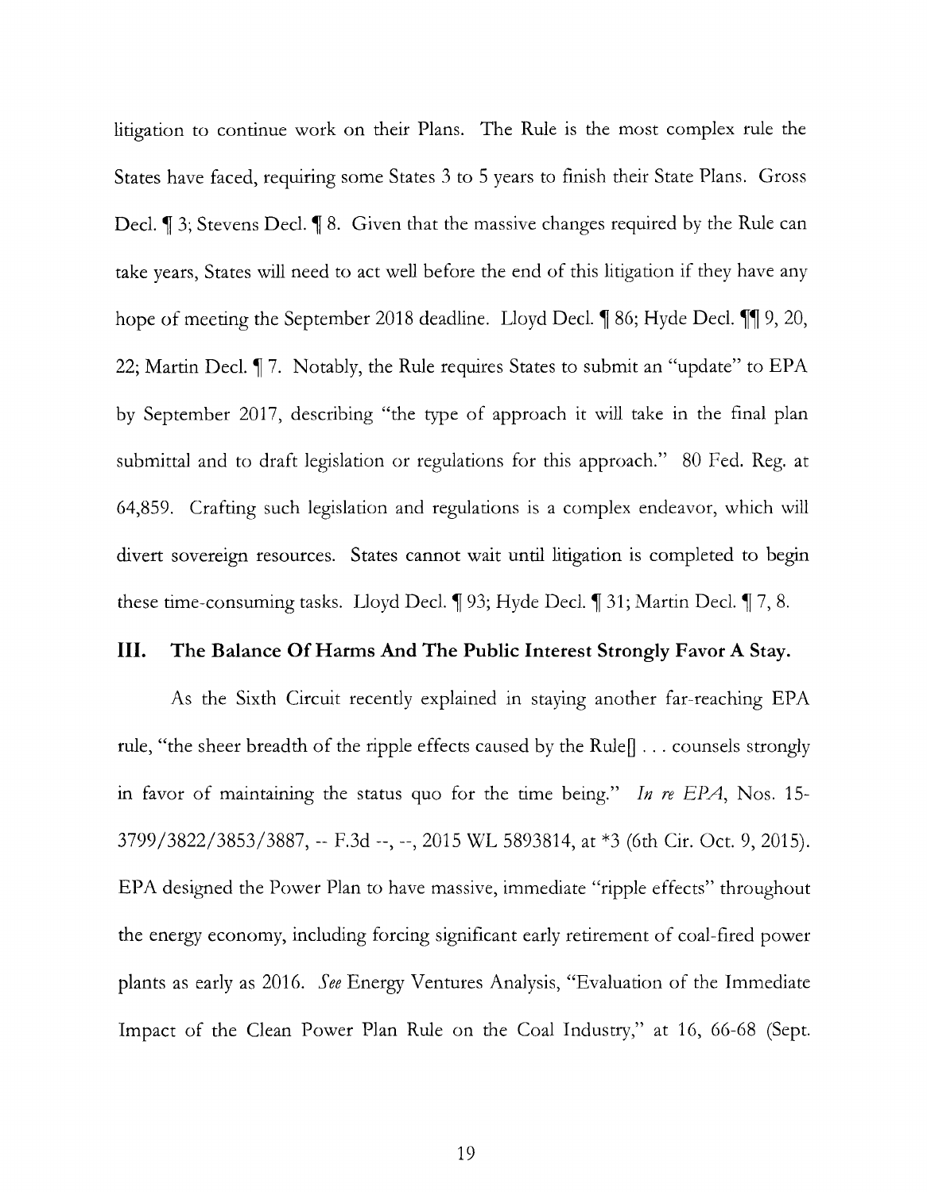litigation to continue work on their Plans. The Rule is the most complex rule the States have faced, requiring some States 3 to 5 years to finish their State Plans. Gross Decl. ¶ 3; Stevens Decl. ¶ 8. Given that the massive changes required by the Rule can take years, States will need to act well before the end of this litigation if they have any hope of meeting the September 2018 deadline. Lloyd Decl. ¶ 86; Hyde Decl. ¶¶ 9, 20, 22; Martin Decl. ¶ 7. Notably, the Rule requires States to submit an "update" to EPA by September 2017, describing "the type of approach it will take in the final plan submittal and to draft legislation or regulations for this approach." 80 Fed. Reg. at 64,859. Crafting such legislation and regulations is a complex endeavor, which will divert sovereign resources. States cannot wait until litigation is completed to begin these time-consuming tasks. Lloyd Decl. ¶ 93; Hyde Decl. ¶ 31; Martin Decl. ¶ 7, 8.

## III. The Balance Of Harms And The Public Interest Strongly Favor A Stay.

As the Sixth Circuit recently explained in staying another far-reaching EPA rule, "the sheer breadth of the ripple effects caused by the Rule[] . . . counsels strongly in favor of maintaining the status quo for the time being." *In re EPA*, Nos. 15-3799/3822/3853/3887, -- F.3d --, --, 2015 WL 5893814, at *3 (6th Cir. Oct. 9, 2015). EPA designed the Power Plan to have massive, immediate "ripple effects" throughout the energy economy, including forcing significant early retirement of coal-fired power plants as early as 2016. *See* Energy Ventures Analysis, "Evaluation of the Immediate Impact of the Clean Power Plan Rule on the Coal Industry," at 16, 66-68 (Sept.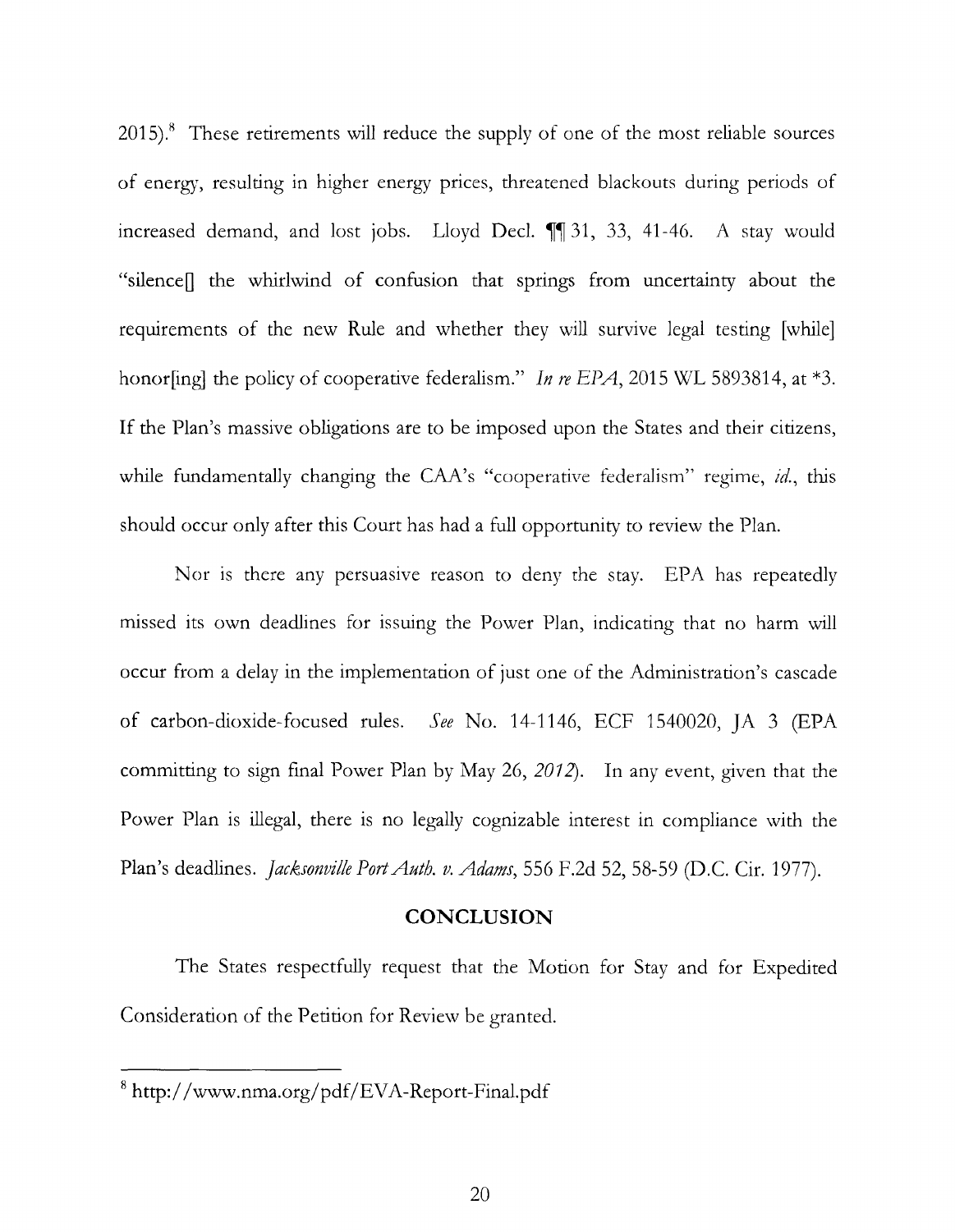2015).[8] These retirements will reduce the supply of one of the most reliable sources of energy, resulting in higher energy prices, threatened blackouts during periods of increased demand, and lost jobs. Lloyd Decl. ¶¶ 31, 33, 41-46. A stay would "silence[] the whirlwind of confusion that springs from uncertainty about the requirements of the new Rule and whether they will survive legal testing [while] honor[ing] the policy of cooperative federalism." *In re EPA*, 2015 WL 5893814, at *3. If the Plan's massive obligations are to be imposed upon the States and their citizens, while fundamentally changing the CAA's "cooperative federalism" regime, *id.*, this should occur only after this Court has had a full opportunity to review the Plan.

Nor is there any persuasive reason to deny the stay. EPA has repeatedly missed its own deadlines for issuing the Power Plan, indicating that no harm will occur from a delay in the implementation of just one of the Administration's cascade of carbon-dioxide-focused rules. *See* No. 14-1146, ECF 1540020, JA 3 (EPA committing to sign final Power Plan by May 26, *2012*). In any event, given that the Power Plan is illegal, there is no legally cognizable interest in compliance with the Plan's deadlines. *Jacksonville Port Auth. v. Adams*, 556 F.2d 52, 58-59 (D.C. Cir. 1977).

## CONCLUSION

The States respectfully request that the Motion for Stay and for Expedited Consideration of the Petition for Review be granted.

---

[8] http://www.nma.org/pdf/EVA-Report-Final.pdf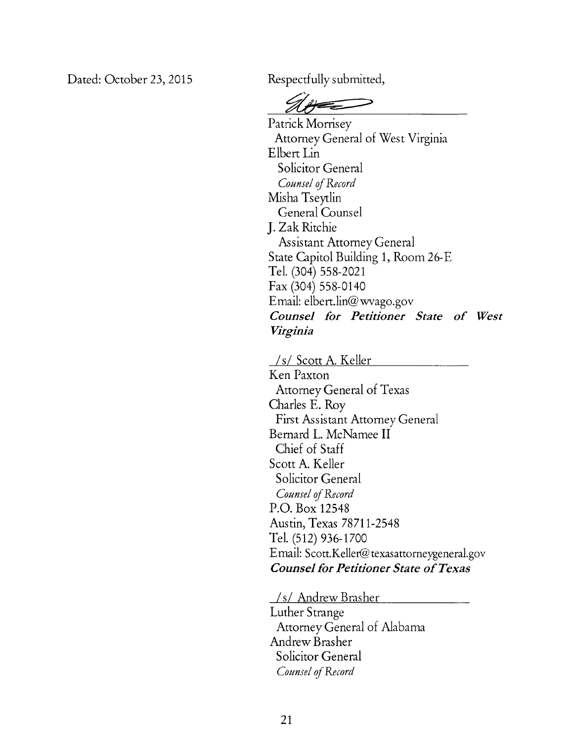Dated: October 23, 2015

Respectfully submitted,

Patrick Morrisey
Attorney General of West Virginia
Elbert Lin
Solicitor General
*Counsel of Record*
Misha Tseytlin
General Counsel
J. Zak Ritchie
Assistant Attorney General
State Capitol Building 1, Room 26-E
Tel. (304) 558-2021
Fax (304) 558-0140
Email: elbert.lin@wvago.gov
***Counsel for Petitioner State of West Virginia***

/s/ Scott A. Keller
Ken Paxton
Attorney General of Texas
Charles E. Roy
First Assistant Attorney General
Bernard L. McNamee II
Chief of Staff
Scott A. Keller
Solicitor General
*Counsel of Record*
P.O. Box 12548
Austin, Texas 78711-2548
Tel. (512) 936-1700
Email: Scott.Keller@texasattorneygeneral.gov
***Counsel for Petitioner State of Texas***

/s/ Andrew Brasher
Luther Strange
Attorney General of Alabama
Andrew Brasher
Solicitor General
*Counsel of Record*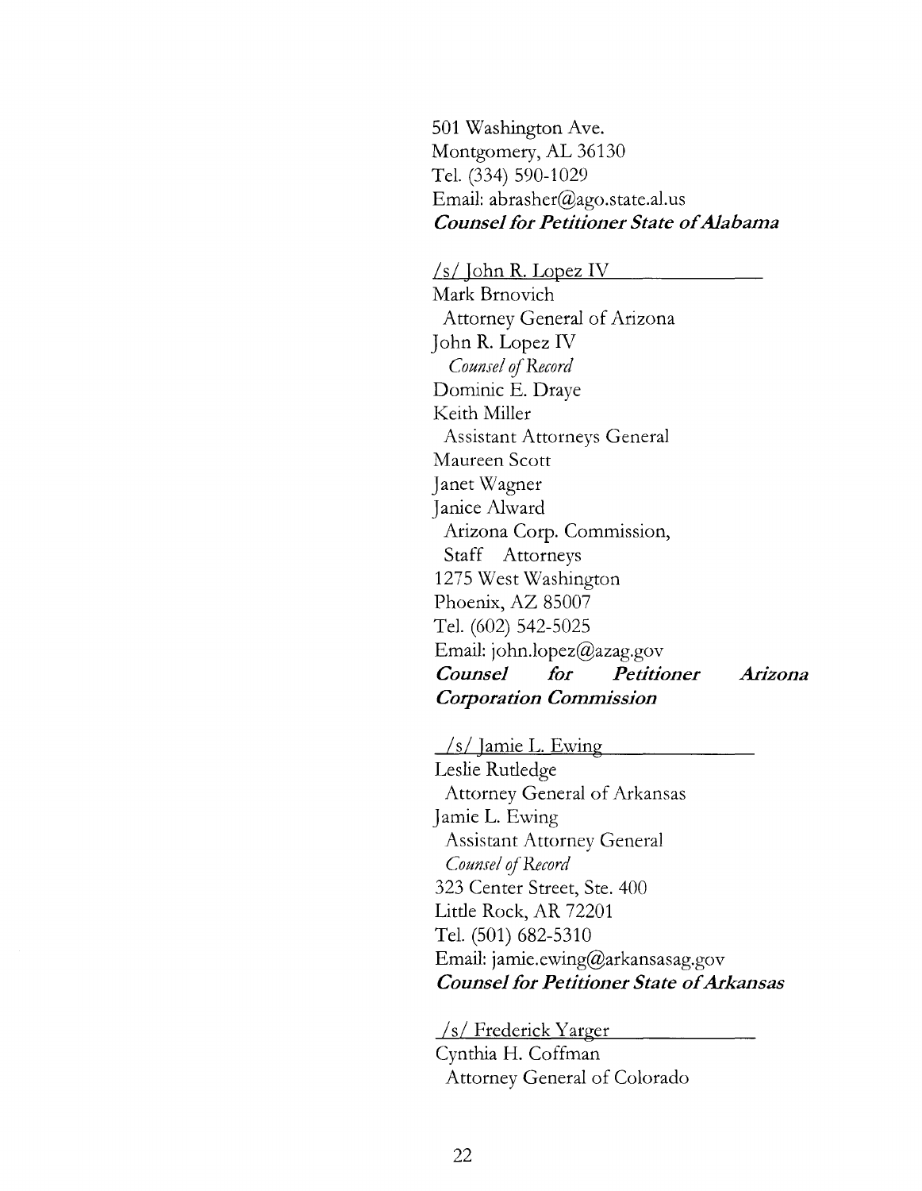501 Washington Ave.
Montgomery, AL 36130
Tel. (334) 590-1029
Email: abrasher@ago.state.al.us
***Counsel for Petitioner State of Alabama***

/s/ John R. Lopez IV
Mark Brnovich
Attorney General of Arizona
John R. Lopez IV
*Counsel of Record*
Dominic E. Draye
Keith Miller
Assistant Attorneys General
Maureen Scott
Janet Wagner
Janice Alward
Arizona Corp. Commission,
Staff Attorneys
1275 West Washington
Phoenix, AZ 85007
Tel. (602) 542-5025
Email: john.lopez@azag.gov
***Counsel for Petitioner Arizona Corporation Commission***

/s/ Jamie L. Ewing
Leslie Rutledge
Attorney General of Arkansas
Jamie L. Ewing
Assistant Attorney General
*Counsel of Record*
323 Center Street, Ste. 400
Little Rock, AR 72201
Tel. (501) 682-5310
Email: jamie.ewing@arkansasag.gov
***Counsel for Petitioner State of Arkansas***

/s/ Frederick Yarger
Cynthia H. Coffman
Attorney General of Colorado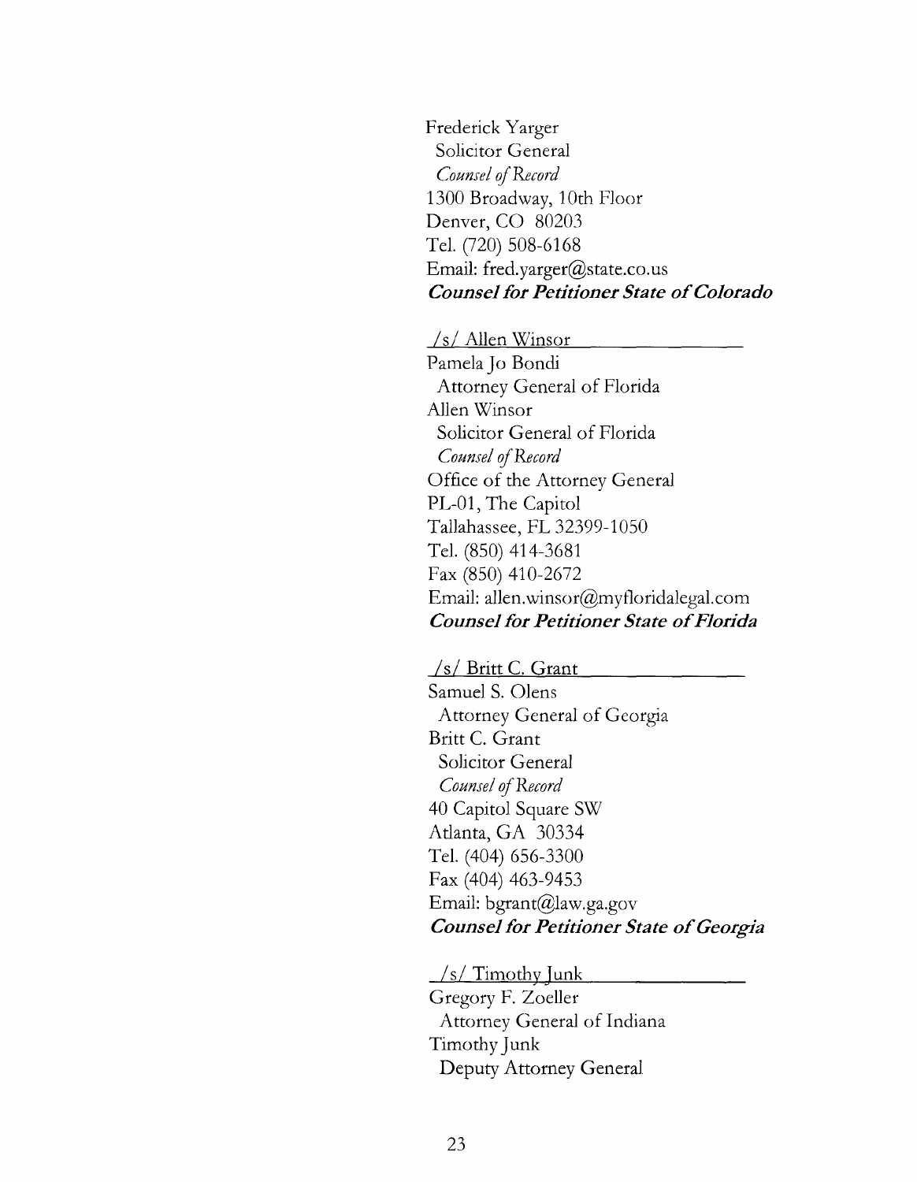Frederick Yarger
Solicitor General
*Counsel of Record*
1300 Broadway, 10th Floor
Denver, CO 80203
Tel. (720) 508-6168
Email: fred.yarger@state.co.us
***Counsel for Petitioner State of Colorado***

/s/ Allen Winsor
Pamela Jo Bondi
Attorney General of Florida
Allen Winsor
Solicitor General of Florida
*Counsel of Record*
Office of the Attorney General
PL-01, The Capitol
Tallahassee, FL 32399-1050
Tel. (850) 414-3681
Fax (850) 410-2672
Email: allen.winsor@myfloridalegal.com
***Counsel for Petitioner State of Florida***

/s/ Britt C. Grant
Samuel S. Olens
Attorney General of Georgia
Britt C. Grant
Solicitor General
*Counsel of Record*
40 Capitol Square SW
Atlanta, GA 30334
Tel. (404) 656-3300
Fax (404) 463-9453
Email: bgrant@law.ga.gov
***Counsel for Petitioner State of Georgia***

/s/ Timothy Junk
Gregory F. Zoeller
Attorney General of Indiana
Timothy Junk
Deputy Attorney General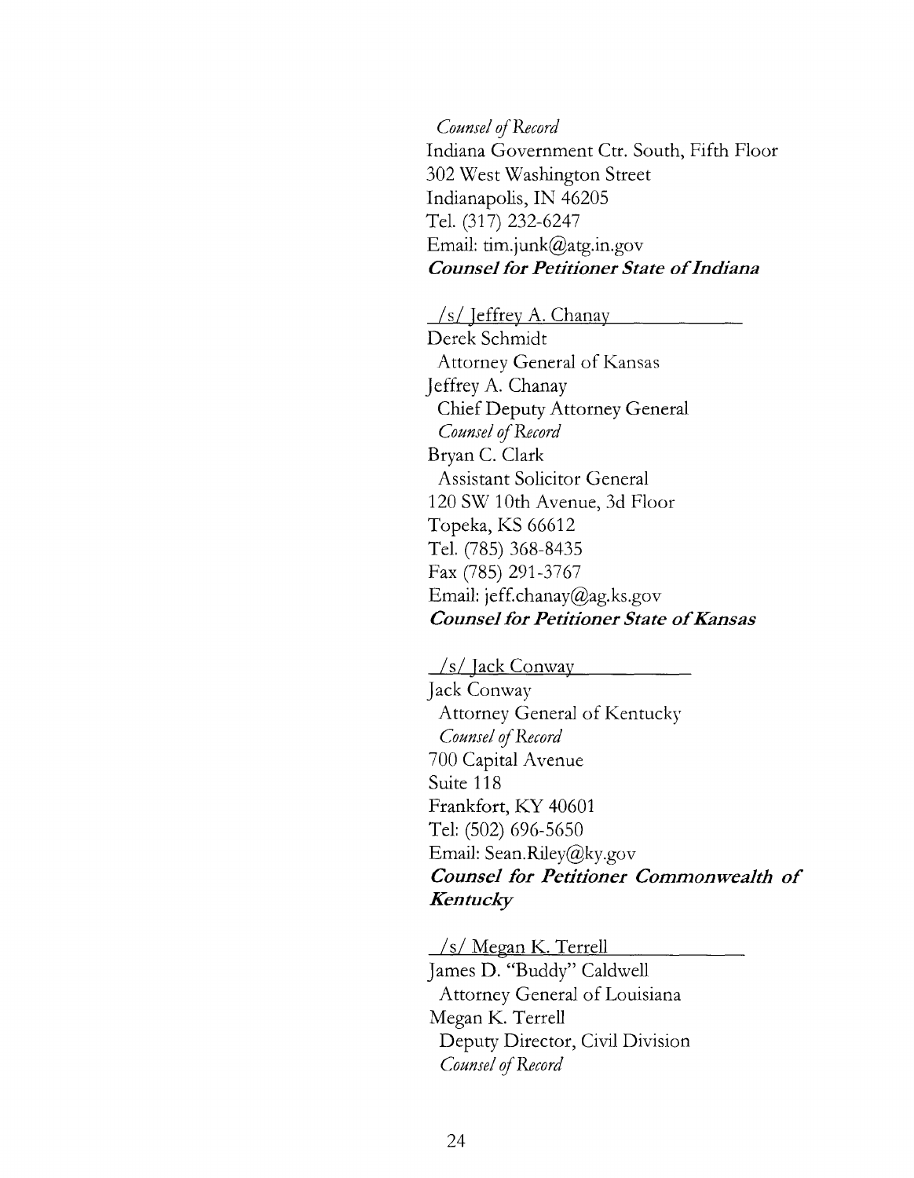*Counsel of Record*
Indiana Government Ctr. South, Fifth Floor
302 West Washington Street
Indianapolis, IN 46205
Tel. (317) 232-6247
Email: tim.junk@atg.in.gov
***Counsel for Petitioner State of Indiana***

/s/ Jeffrey A. Chanay
Derek Schmidt
Attorney General of Kansas
Jeffrey A. Chanay
Chief Deputy Attorney General
*Counsel of Record*
Bryan C. Clark
Assistant Solicitor General
120 SW 10th Avenue, 3d Floor
Topeka, KS 66612
Tel. (785) 368-8435
Fax (785) 291-3767
Email: jeff.chanay@ag.ks.gov
***Counsel for Petitioner State of Kansas***

/s/ Jack Conway
Jack Conway
Attorney General of Kentucky
*Counsel of Record*
700 Capital Avenue
Suite 118
Frankfort, KY 40601
Tel: (502) 696-5650
Email: Sean.Riley@ky.gov
***Counsel for Petitioner Commonwealth of Kentucky***

/s/ Megan K. Terrell
James D. "Buddy" Caldwell
Attorney General of Louisiana
Megan K. Terrell
Deputy Director, Civil Division
*Counsel of Record*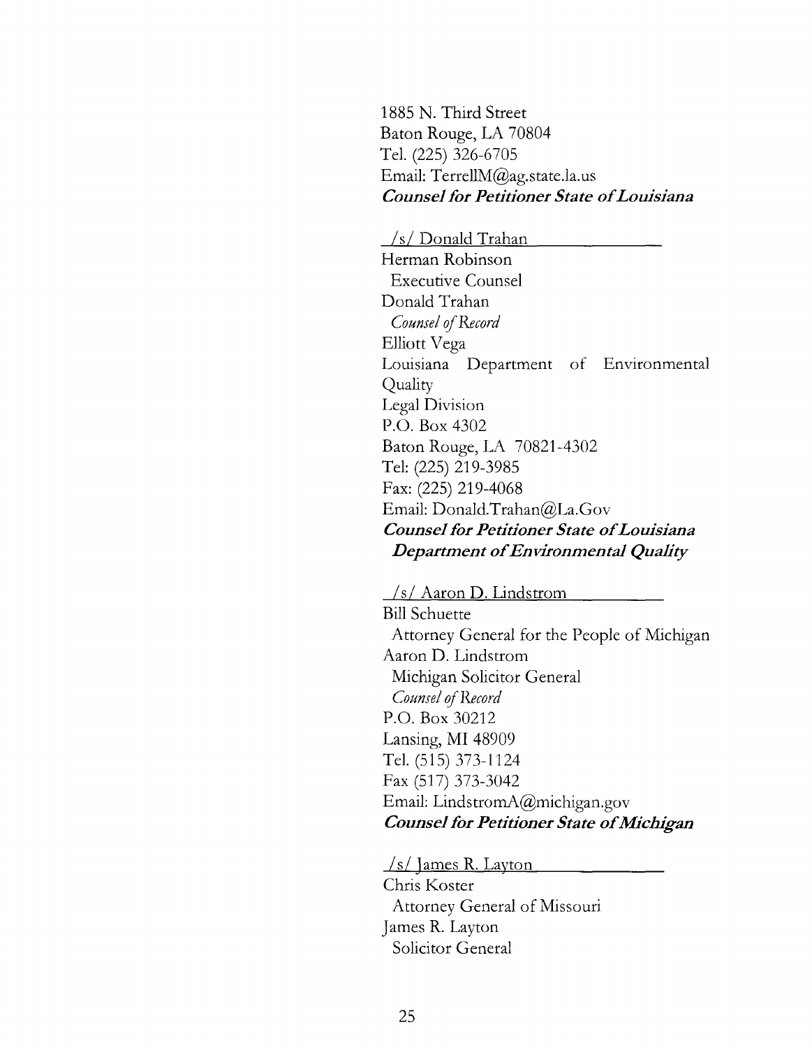1885 N. Third Street
Baton Rouge, LA 70804
Tel. (225) 326-6705
Email: TerrellM@ag.state.la.us
***Counsel for Petitioner State of Louisiana***

/s/ Donald Trahan
Herman Robinson
Executive Counsel
Donald Trahan
*Counsel of Record*
Elliott Vega
Louisiana Department of Environmental Quality
Legal Division
P.O. Box 4302
Baton Rouge, LA 70821-4302
Tel: (225) 219-3985
Fax: (225) 219-4068
Email: Donald.Trahan@La.Gov
***Counsel for Petitioner State of Louisiana Department of Environmental Quality***

/s/ Aaron D. Lindstrom
Bill Schuette
Attorney General for the People of Michigan
Aaron D. Lindstrom
Michigan Solicitor General
*Counsel of Record*
P.O. Box 30212
Lansing, MI 48909
Tel. (515) 373-1124
Fax (517) 373-3042
Email: LindstromA@michigan.gov
***Counsel for Petitioner State of Michigan***

/s/ James R. Layton
Chris Koster
Attorney General of Missouri
James R. Layton
Solicitor General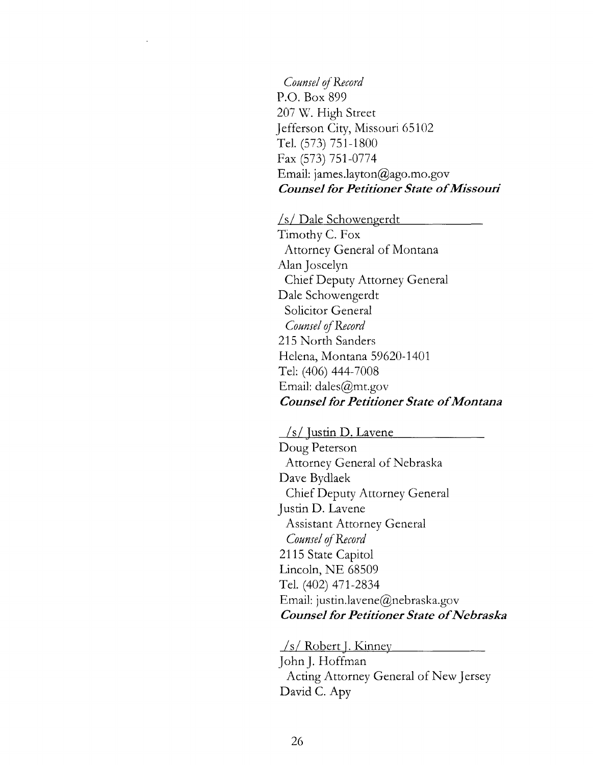*Counsel of Record*
P.O. Box 899
207 W. High Street
Jefferson City, Missouri 65102
Tel. (573) 751-1800
Fax (573) 751-0774
Email: james.layton@ago.mo.gov
***Counsel for Petitioner State of Missouri***

/s/ Dale Schowengerdt
Timothy C. Fox
Attorney General of Montana
Alan Joscelyn
Chief Deputy Attorney General
Dale Schowengerdt
Solicitor General
*Counsel of Record*
215 North Sanders
Helena, Montana 59620-1401
Tel: (406) 444-7008
Email: dales@mt.gov
***Counsel for Petitioner State of Montana***

/s/ Justin D. Lavene
Doug Peterson
Attorney General of Nebraska
Dave Bydlaek
Chief Deputy Attorney General
Justin D. Lavene
Assistant Attorney General
*Counsel of Record*
2115 State Capitol
Lincoln, NE 68509
Tel. (402) 471-2834
Email: justin.lavene@nebraska.gov
***Counsel for Petitioner State of Nebraska***

/s/ Robert J. Kinney
John J. Hoffman
Acting Attorney General of New Jersey
David C. Apy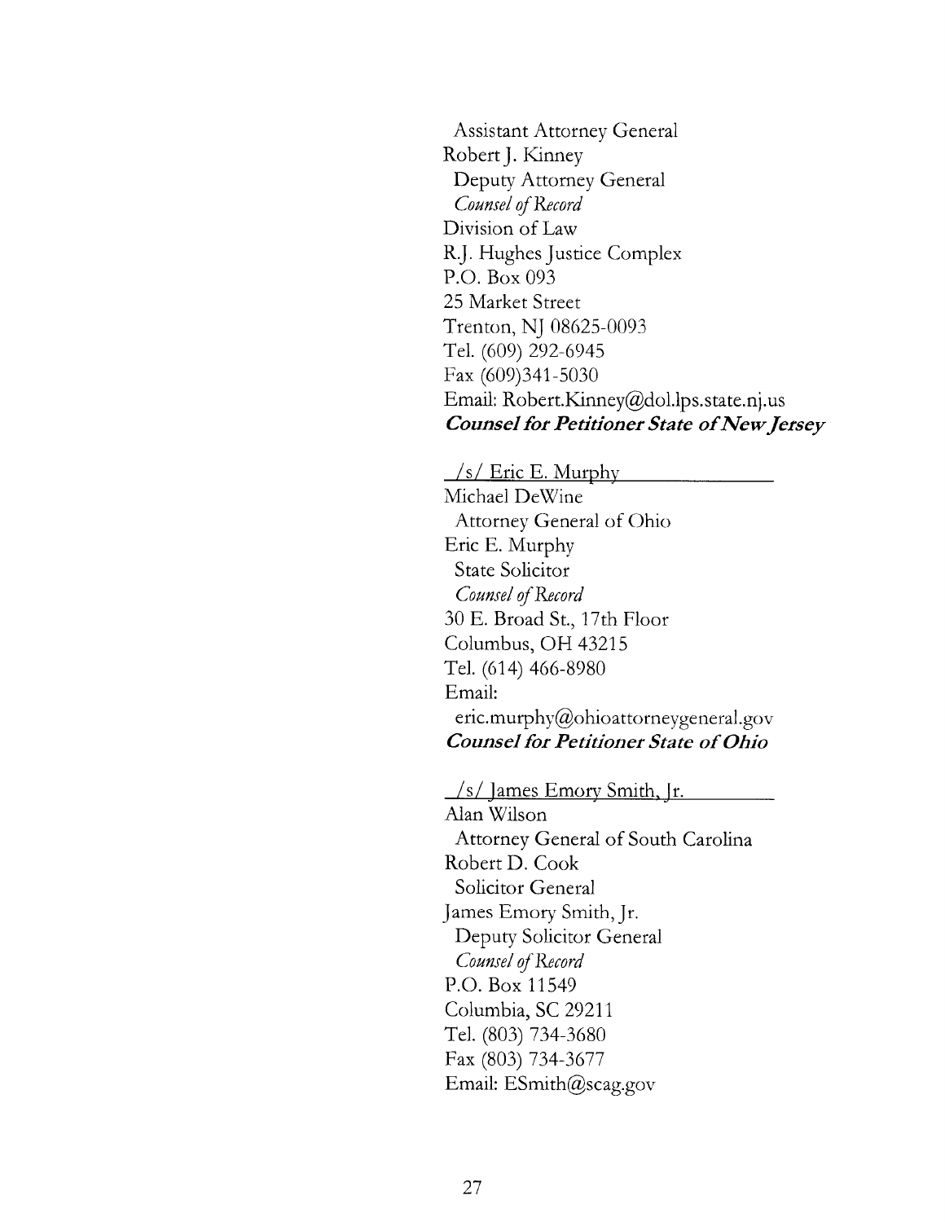Assistant Attorney General
Robert J. Kinney
Deputy Attorney General
*Counsel of Record*
Division of Law
R.J. Hughes Justice Complex
P.O. Box 093
25 Market Street
Trenton, NJ 08625-0093
Tel. (609) 292-6945
Fax (609)341-5030
Email: Robert.Kinney@dol.lps.state.nj.us
***Counsel for Petitioner State of New Jersey***

/s/ Eric E. Murphy
Michael DeWine
Attorney General of Ohio
Eric E. Murphy
State Solicitor
*Counsel of Record*
30 E. Broad St., 17th Floor
Columbus, OH 43215
Tel. (614) 466-8980
Email:
eric.murphy@ohioattorneygeneral.gov
***Counsel for Petitioner State of Ohio***

/s/ James Emory Smith, Jr.
Alan Wilson
Attorney General of South Carolina
Robert D. Cook
Solicitor General
James Emory Smith, Jr.
Deputy Solicitor General
*Counsel of Record*
P.O. Box 11549
Columbia, SC 29211
Tel. (803) 734-3680
Fax (803) 734-3677
Email: ESmith@scag.gov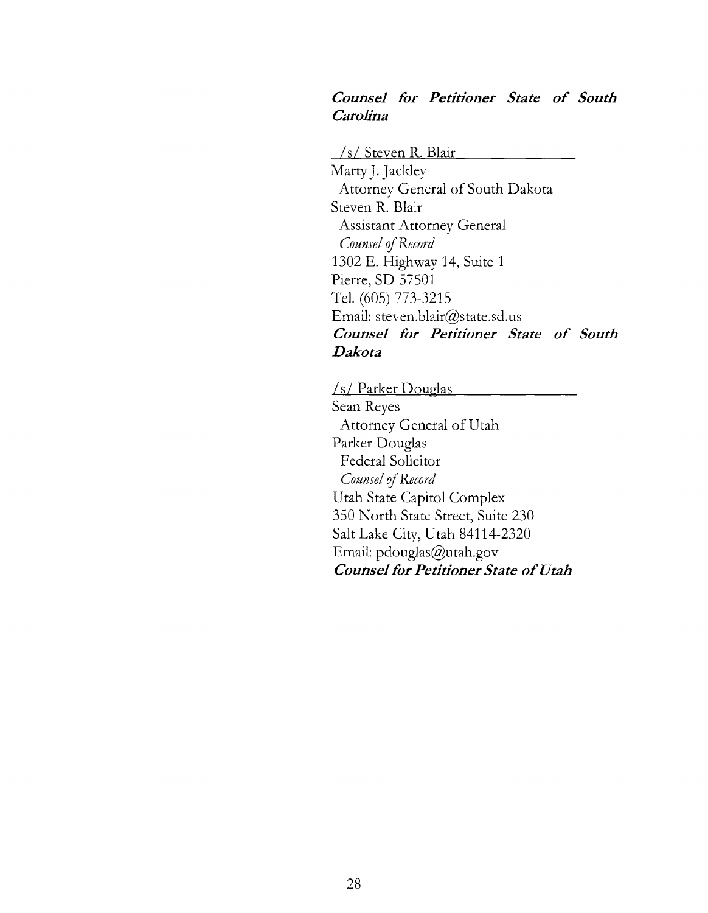***Counsel for Petitioner State of South Carolina***

/s/ Steven R. Blair

Marty J. Jackley
Attorney General of South Dakota
Steven R. Blair
Assistant Attorney General
*Counsel of Record*
1302 E. Highway 14, Suite 1
Pierre, SD 57501
Tel. (605) 773-3215
Email: steven.blair@state.sd.us
***Counsel for Petitioner State of South Dakota***

/s/ Parker Douglas

Sean Reyes
Attorney General of Utah
Parker Douglas
Federal Solicitor
*Counsel of Record*
Utah State Capitol Complex
350 North State Street, Suite 230
Salt Lake City, Utah 84114-2320
Email: pdouglas@utah.gov
***Counsel for Petitioner State of Utah***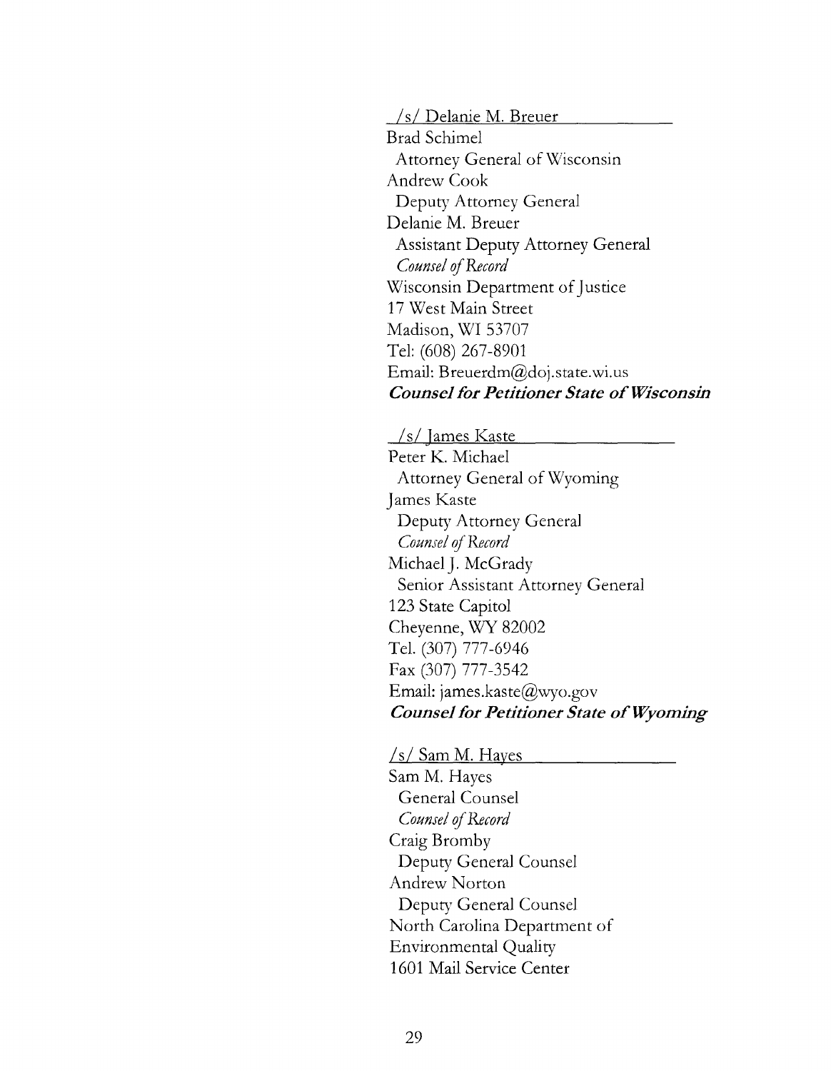/s/ Delanie M. Breuer  
Brad Schimel  
Attorney General of Wisconsin  
Andrew Cook  
Deputy Attorney General  
Delanie M. Breuer  
Assistant Deputy Attorney General  
*Counsel of Record*  
Wisconsin Department of Justice  
17 West Main Street  
Madison, WI 53707  
Tel: (608) 267-8901  
Email: Breuerdm@doj.state.wi.us  
***Counsel for Petitioner State of Wisconsin***

/s/ James Kaste  
Peter K. Michael  
Attorney General of Wyoming  
James Kaste  
Deputy Attorney General  
*Counsel of Record*  
Michael J. McGrady  
Senior Assistant Attorney General  
123 State Capitol  
Cheyenne, WY 82002  
Tel. (307) 777-6946  
Fax (307) 777-3542  
Email: james.kaste@wyo.gov  
***Counsel for Petitioner State of Wyoming***

/s/ Sam M. Hayes  
Sam M. Hayes  
General Counsel  
*Counsel of Record*  
Craig Bromby  
Deputy General Counsel  
Andrew Norton  
Deputy General Counsel  
North Carolina Department of  
Environmental Quality  
1601 Mail Service Center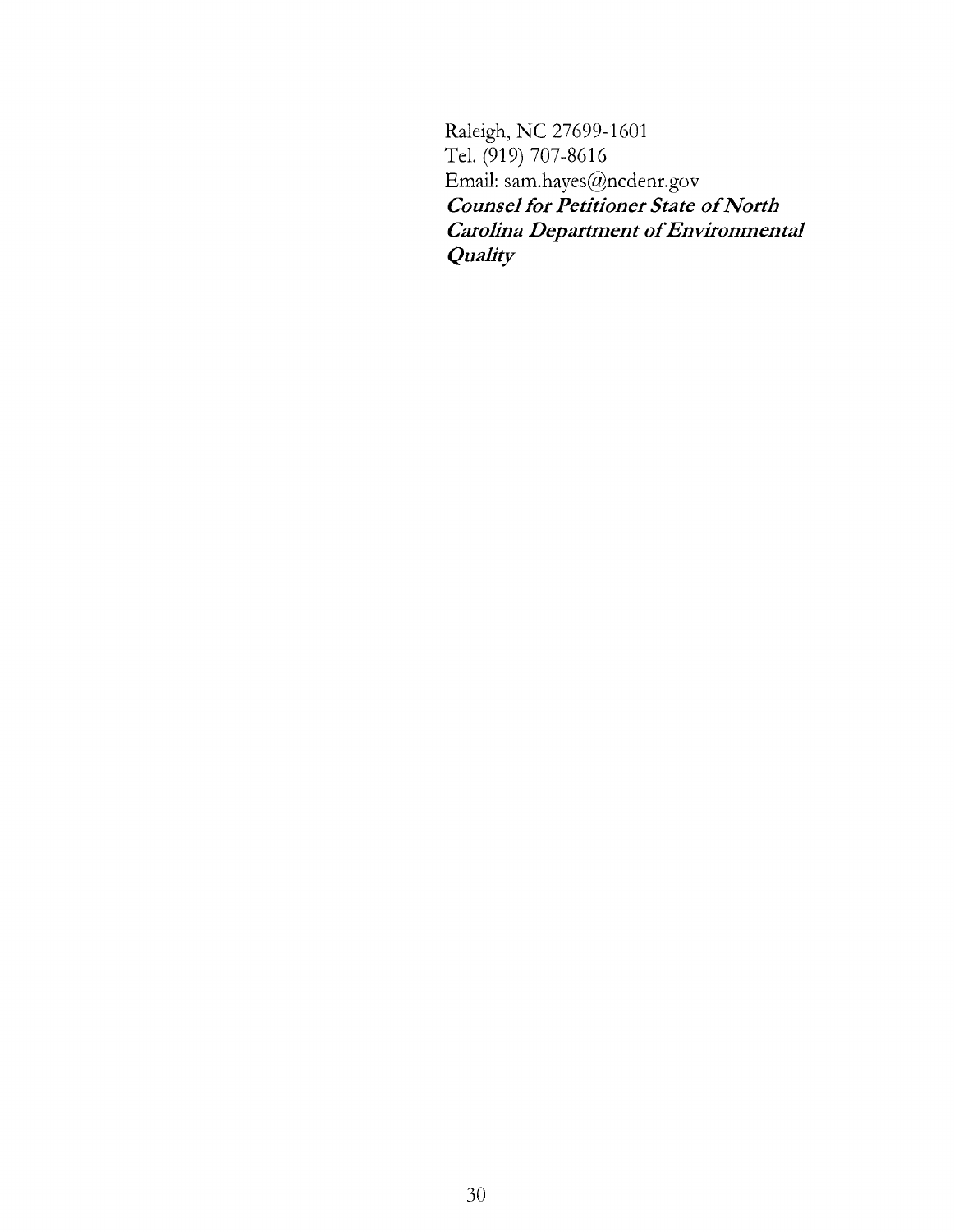Raleigh, NC 27699-1601
Tel. (919) 707-8616
Email: sam.hayes@ncdenr.gov
***Counsel for Petitioner State of North Carolina Department of Environmental Quality***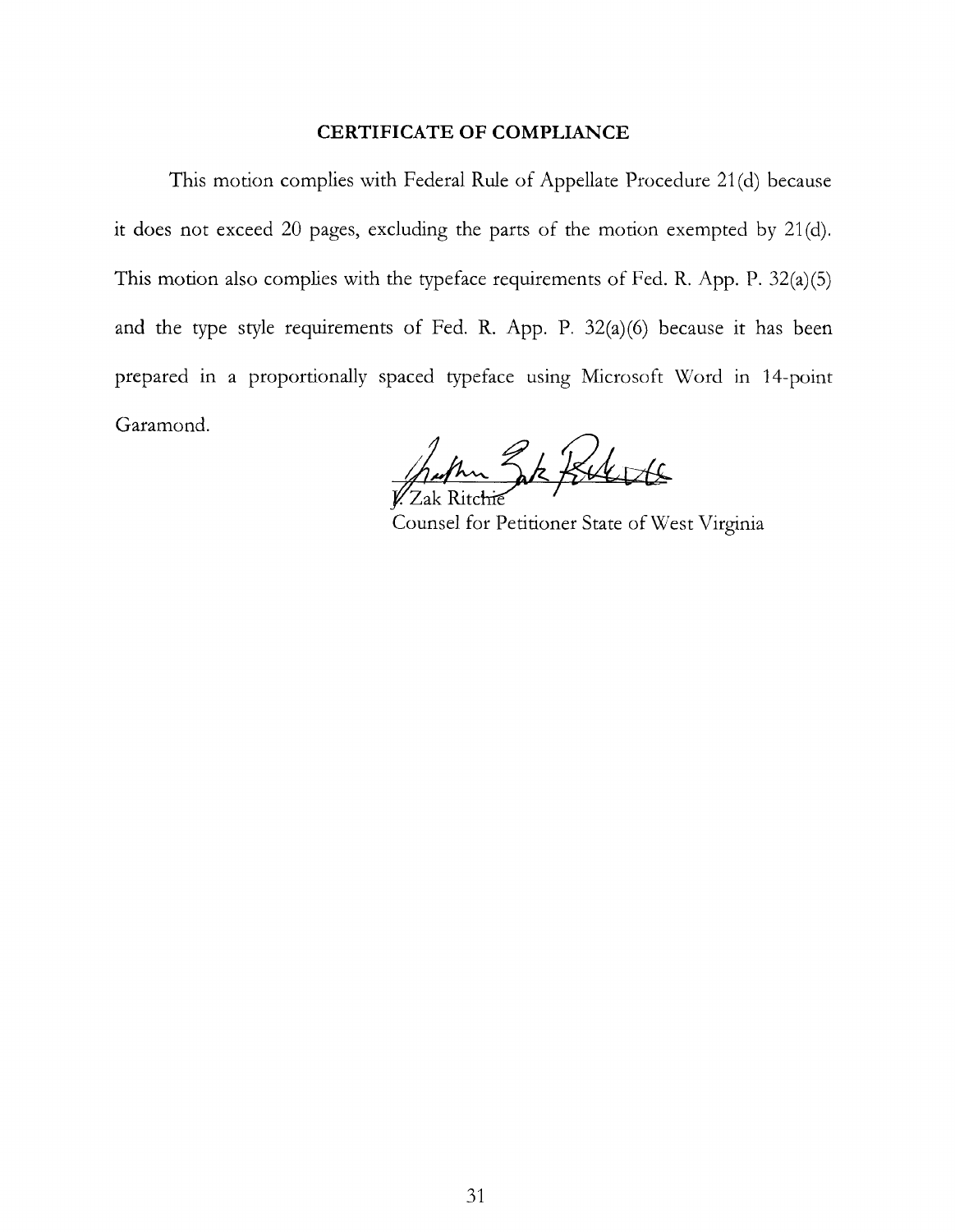**CERTIFICATE OF COMPLIANCE**

This motion complies with Federal Rule of Appellate Procedure 21(d) because it does not exceed 20 pages, excluding the parts of the motion exempted by 21(d). This motion also complies with the typeface requirements of Fed. R. App. P. 32(a)(5) and the type style requirements of Fed. R. App. P. 32(a)(6) because it has been prepared in a proportionally spaced typeface using Microsoft Word in 14-point Garamond.

J. Zak Ritchie
Counsel for Petitioner State of West Virginia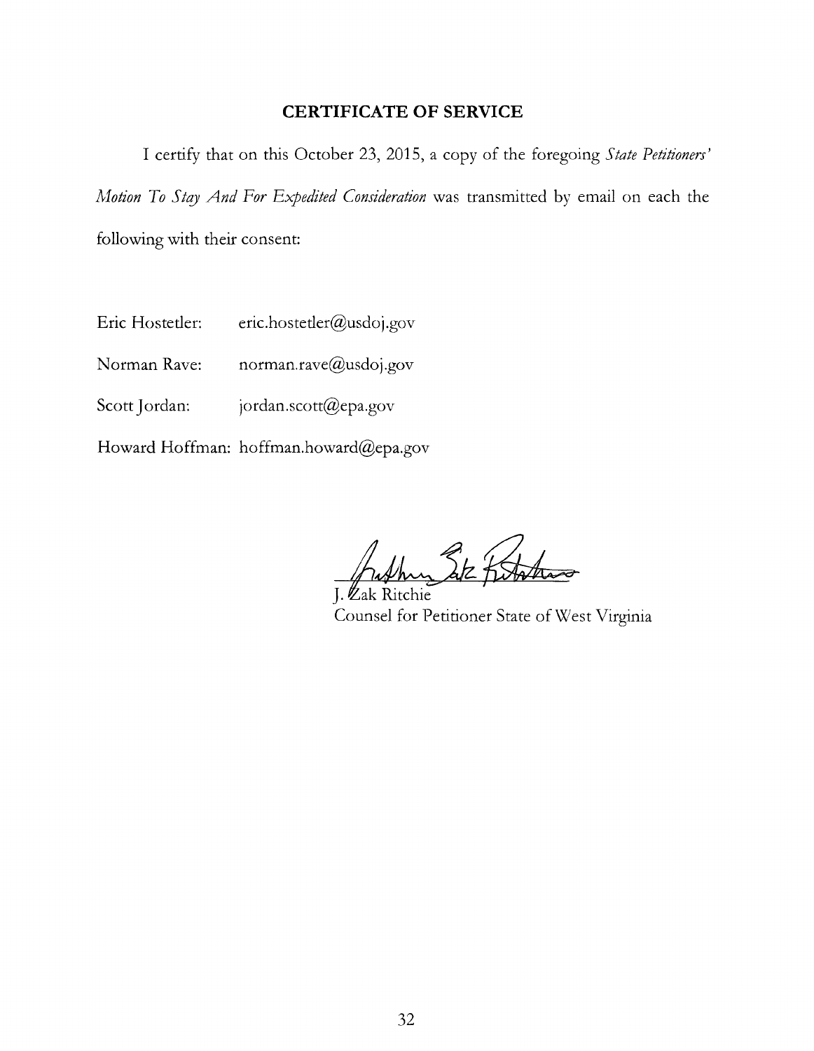## CERTIFICATE OF SERVICE

I certify that on this October 23, 2015, a copy of the foregoing *State Petitioners' Motion To Stay And For Expedited Consideration* was transmitted by email on each the following with their consent:

Eric Hostetler: eric.hostetler@usdoj.gov

Norman Rave: norman.rave@usdoj.gov

Scott Jordan: jordan.scott@epa.gov

Howard Hoffman: hoffman.howard@epa.gov

J. Zak Ritchie
Counsel for Petitioner State of West Virginia